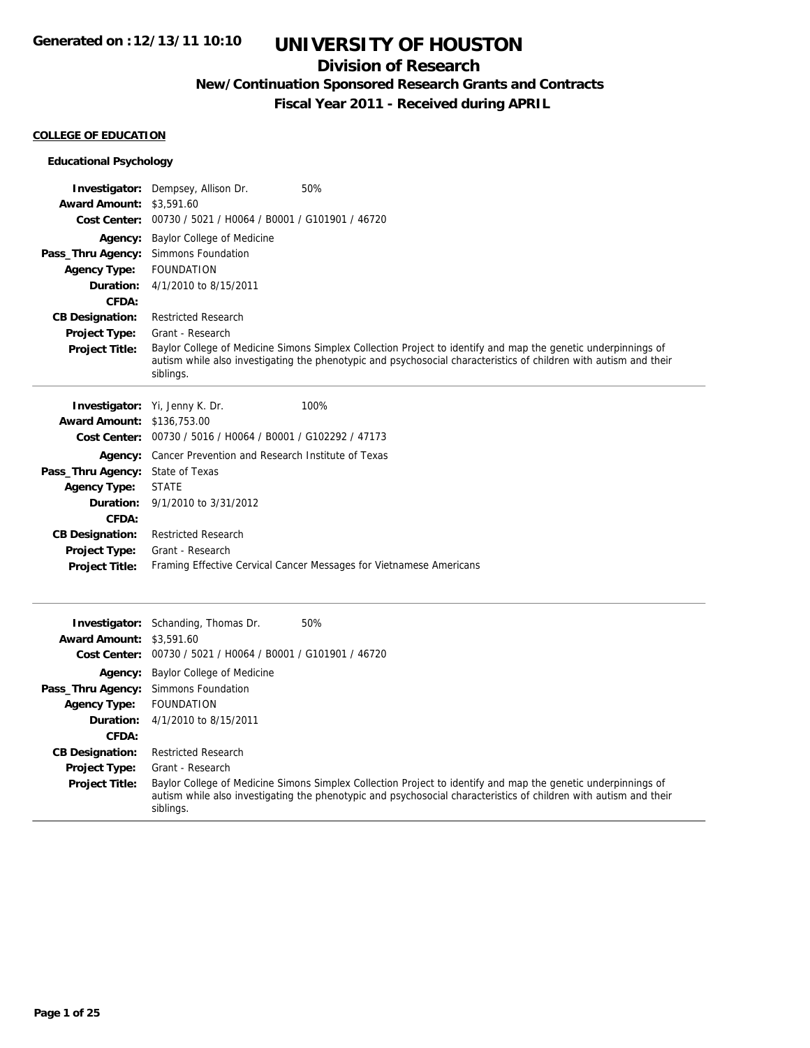Generated on :12/13/11 10:10

# UNIVERSITY OF HOUSTON

## Division of Research

### New/Continuation Sponsored Research Grants and Contracts

### Fiscal Year 2011 - Received during APRIL

**COLLEGE OF EDUCATION**

**Educational Psychology**

**Investigator:** Dempsey, Allison Dr. 50%
**Award Amount:** $3,591.60
**Cost Center:** 00730 / 5021 / H0064 / B0001 / G101901 / 46720
**Agency:** Baylor College of Medicine
**Pass_Thru Agency:** Simmons Foundation
**Agency Type:** FOUNDATION
**Duration:** 4/1/2010 to 8/15/2011
**CFDA:**
**CB Designation:** Restricted Research
**Project Type:** Grant - Research
**Project Title:** Baylor College of Medicine Simons Simplex Collection Project to identify and map the genetic underpinnings of autism while also investigating the phenotypic and psychosocial characteristics of children with autism and their siblings.

---

**Investigator:** Yi, Jenny K. Dr. 100%
**Award Amount:** $136,753.00
**Cost Center:** 00730 / 5016 / H0064 / B0001 / G102292 / 47173
**Agency:** Cancer Prevention and Research Institute of Texas
**Pass_Thru Agency:** State of Texas
**Agency Type:** STATE
**Duration:** 9/1/2010 to 3/31/2012
**CFDA:**
**CB Designation:** Restricted Research
**Project Type:** Grant - Research
**Project Title:** Framing Effective Cervical Cancer Messages for Vietnamese Americans

---

**Investigator:** Schanding, Thomas Dr. 50%
**Award Amount:** $3,591.60
**Cost Center:** 00730 / 5021 / H0064 / B0001 / G101901 / 46720
**Agency:** Baylor College of Medicine
**Pass_Thru Agency:** Simmons Foundation
**Agency Type:** FOUNDATION
**Duration:** 4/1/2010 to 8/15/2011
**CFDA:**
**CB Designation:** Restricted Research
**Project Type:** Grant - Research
**Project Title:** Baylor College of Medicine Simons Simplex Collection Project to identify and map the genetic underpinnings of autism while also investigating the phenotypic and psychosocial characteristics of children with autism and their siblings.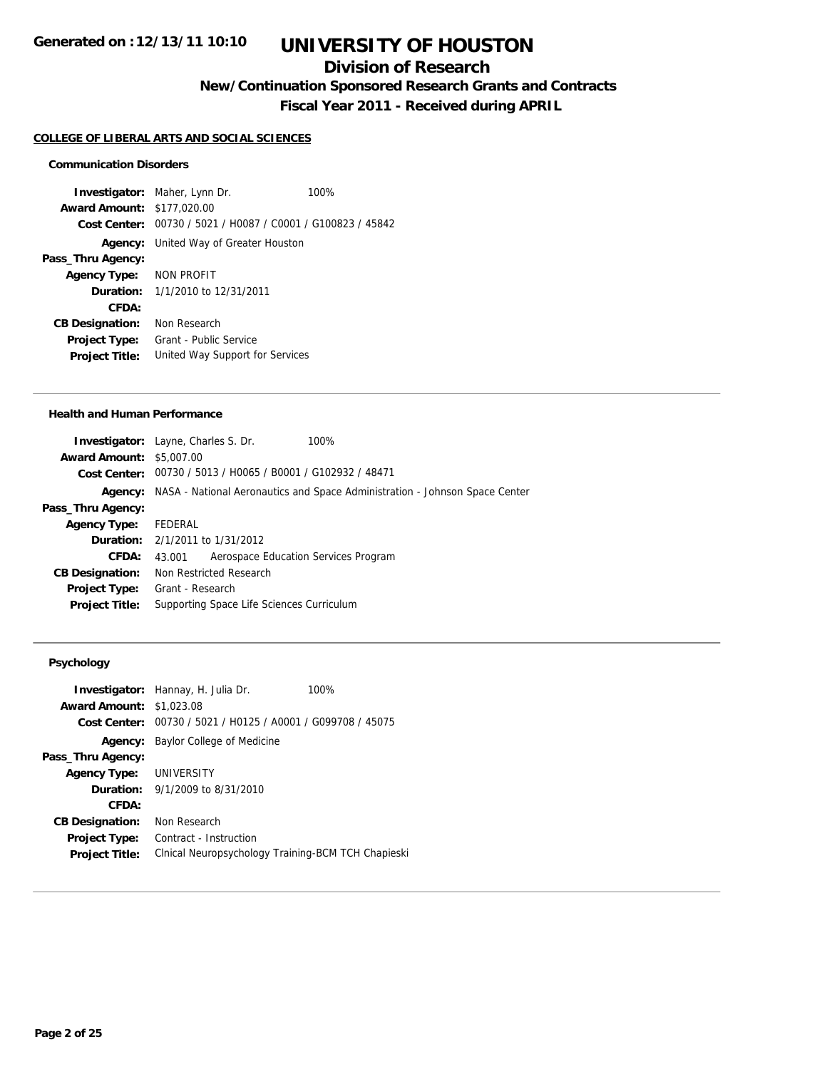# UNIVERSITY OF HOUSTON

## Division of Research

### New/Continuation Sponsored Research Grants and Contracts

### Fiscal Year 2011 - Received during APRIL

**COLLEGE OF LIBERAL ARTS AND SOCIAL SCIENCES**

#### Communication Disorders

| | | |
|---|---|---|
| **Investigator:** | Maher, Lynn Dr. | 100% |
| **Award Amount:** | $177,020.00 | |
| **Cost Center:** | 00730 / 5021 / H0087 / C0001 / G100823 / 45842 | |
| **Agency:** | United Way of Greater Houston | |
| **Pass_Thru Agency:** | | |
| **Agency Type:** | NON PROFIT | |
| **Duration:** | 1/1/2010 to 12/31/2011 | |
| **CFDA:** | | |
| **CB Designation:** | Non Research | |
| **Project Type:** | Grant - Public Service | |
| **Project Title:** | United Way Support for Services | |

#### Health and Human Performance

| | | |
|---|---|---|
| **Investigator:** | Layne, Charles S. Dr. | 100% |
| **Award Amount:** | $5,007.00 | |
| **Cost Center:** | 00730 / 5013 / H0065 / B0001 / G102932 / 48471 | |
| **Agency:** | NASA - National Aeronautics and Space Administration - Johnson Space Center | |
| **Pass_Thru Agency:** | | |
| **Agency Type:** | FEDERAL | |
| **Duration:** | 2/1/2011 to 1/31/2012 | |
| **CFDA:** | 43.001 Aerospace Education Services Program | |
| **CB Designation:** | Non Restricted Research | |
| **Project Type:** | Grant - Research | |
| **Project Title:** | Supporting Space Life Sciences Curriculum | |

#### Psychology

| | | |
|---|---|---|
| **Investigator:** | Hannay, H. Julia Dr. | 100% |
| **Award Amount:** | $1,023.08 | |
| **Cost Center:** | 00730 / 5021 / H0125 / A0001 / G099708 / 45075 | |
| **Agency:** | Baylor College of Medicine | |
| **Pass_Thru Agency:** | | |
| **Agency Type:** | UNIVERSITY | |
| **Duration:** | 9/1/2009 to 8/31/2010 | |
| **CFDA:** | | |
| **CB Designation:** | Non Research | |
| **Project Type:** | Contract - Instruction | |
| **Project Title:** | Clnical Neuropsychology Training-BCM TCH Chapieski | |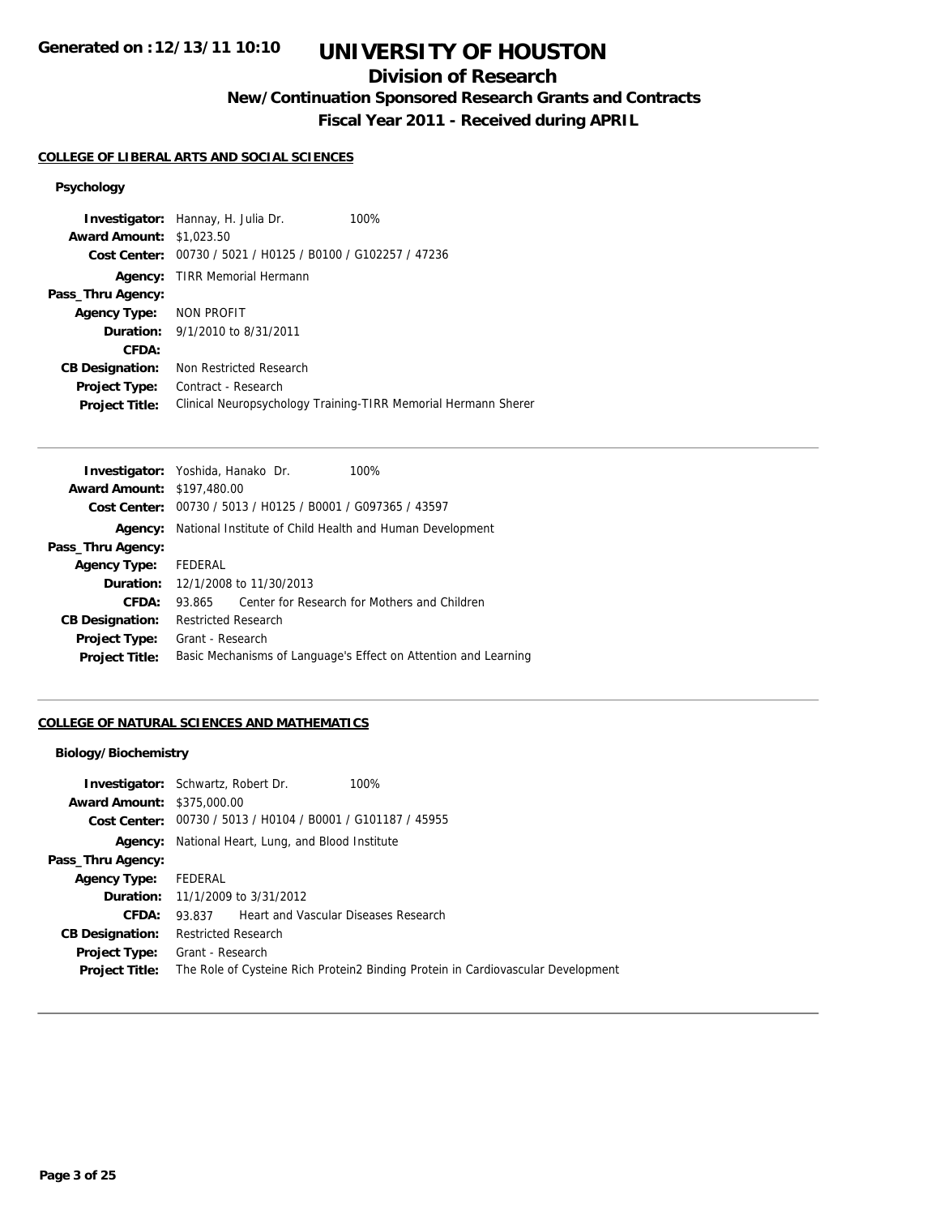# UNIVERSITY OF HOUSTON

## Division of Research

### New/Continuation Sponsored Research Grants and Contracts

### Fiscal Year 2011 - Received during APRIL

#### COLLEGE OF LIBERAL ARTS AND SOCIAL SCIENCES

**Psychology**

| | | |
|---|---|---|
| **Investigator:** | Hannay, H. Julia Dr. | 100% |
| **Award Amount:** | $1,023.50 | |
| **Cost Center:** | 00730 / 5021 / H0125 / B0100 / G102257 / 47236 | |
| **Agency:** | TIRR Memorial Hermann | |
| **Pass_Thru Agency:** | | |
| **Agency Type:** | NON PROFIT | |
| **Duration:** | 9/1/2010 to 8/31/2011 | |
| **CFDA:** | | |
| **CB Designation:** | Non Restricted Research | |
| **Project Type:** | Contract - Research | |
| **Project Title:** | Clinical Neuropsychology Training-TIRR Memorial Hermann Sherer | |

---

| | | |
|---|---|---|
| **Investigator:** | Yoshida, Hanako Dr. | 100% |
| **Award Amount:** | $197,480.00 | |
| **Cost Center:** | 00730 / 5013 / H0125 / B0001 / G097365 / 43597 | |
| **Agency:** | National Institute of Child Health and Human Development | |
| **Pass_Thru Agency:** | | |
| **Agency Type:** | FEDERAL | |
| **Duration:** | 12/1/2008 to 11/30/2013 | |
| **CFDA:** | 93.865 Center for Research for Mothers and Children | |
| **CB Designation:** | Restricted Research | |
| **Project Type:** | Grant - Research | |
| **Project Title:** | Basic Mechanisms of Language's Effect on Attention and Learning | |

---

#### COLLEGE OF NATURAL SCIENCES AND MATHEMATICS

**Biology/Biochemistry**

| | | |
|---|---|---|
| **Investigator:** | Schwartz, Robert Dr. | 100% |
| **Award Amount:** | $375,000.00 | |
| **Cost Center:** | 00730 / 5013 / H0104 / B0001 / G101187 / 45955 | |
| **Agency:** | National Heart, Lung, and Blood Institute | |
| **Pass_Thru Agency:** | | |
| **Agency Type:** | FEDERAL | |
| **Duration:** | 11/1/2009 to 3/31/2012 | |
| **CFDA:** | 93.837 Heart and Vascular Diseases Research | |
| **CB Designation:** | Restricted Research | |
| **Project Type:** | Grant - Research | |
| **Project Title:** | The Role of Cysteine Rich Protein2 Binding Protein in Cardiovascular Development | |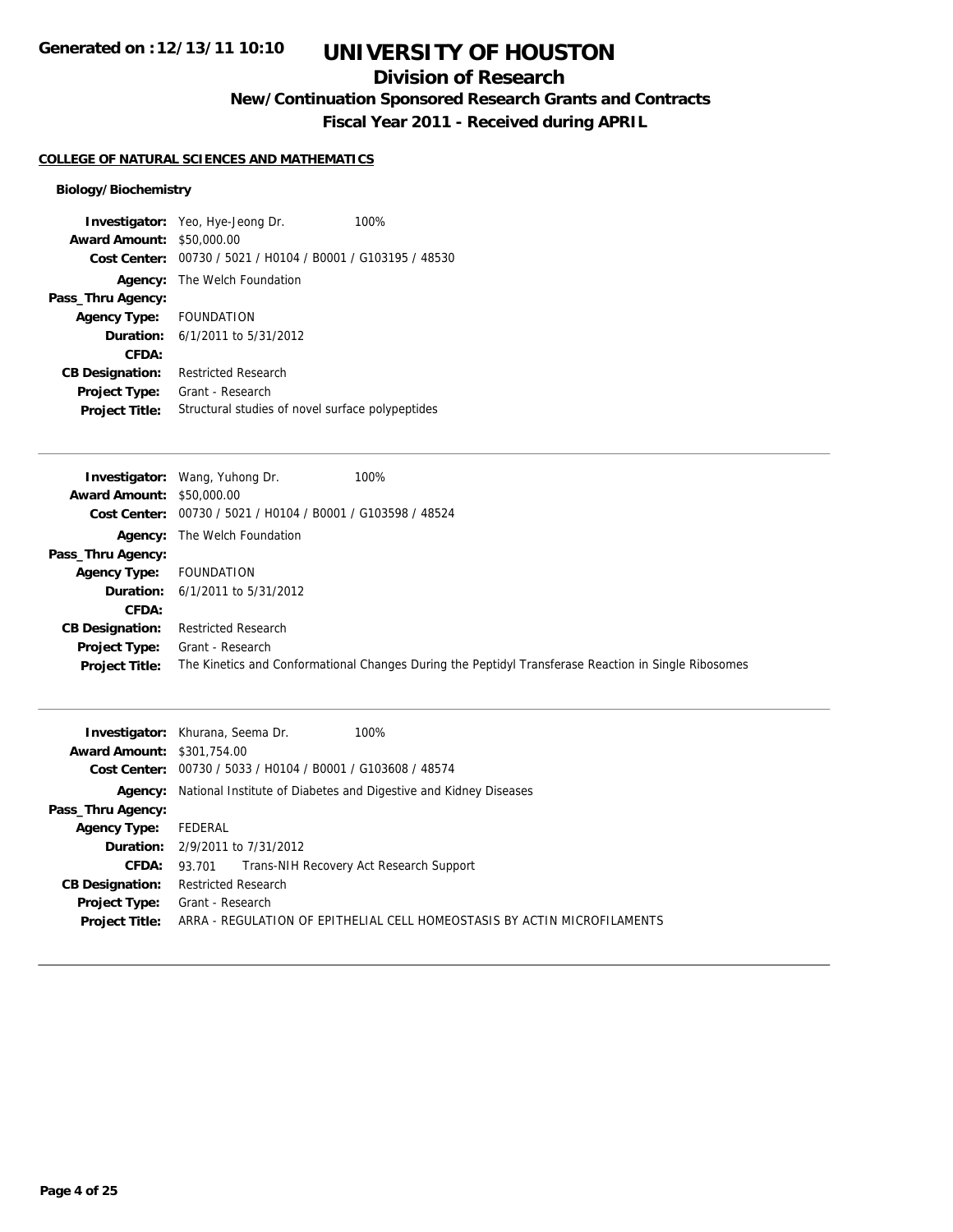# UNIVERSITY OF HOUSTON

## Division of Research

### New/Continuation Sponsored Research Grants and Contracts

### Fiscal Year 2011 - Received during APRIL

**COLLEGE OF NATURAL SCIENCES AND MATHEMATICS**

**Biology/Biochemistry**

**Investigator:** Yeo, Hye-Jeong Dr. 100%
**Award Amount:** $50,000.00
**Cost Center:** 00730 / 5021 / H0104 / B0001 / G103195 / 48530
**Agency:** The Welch Foundation
**Pass_Thru Agency:**
**Agency Type:** FOUNDATION
**Duration:** 6/1/2011 to 5/31/2012
**CFDA:**
**CB Designation:** Restricted Research
**Project Type:** Grant - Research
**Project Title:** Structural studies of novel surface polypeptides

---

**Investigator:** Wang, Yuhong Dr. 100%
**Award Amount:** $50,000.00
**Cost Center:** 00730 / 5021 / H0104 / B0001 / G103598 / 48524
**Agency:** The Welch Foundation
**Pass_Thru Agency:**
**Agency Type:** FOUNDATION
**Duration:** 6/1/2011 to 5/31/2012
**CFDA:**
**CB Designation:** Restricted Research
**Project Type:** Grant - Research
**Project Title:** The Kinetics and Conformational Changes During the Peptidyl Transferase Reaction in Single Ribosomes

---

**Investigator:** Khurana, Seema Dr. 100%
**Award Amount:** $301,754.00
**Cost Center:** 00730 / 5033 / H0104 / B0001 / G103608 / 48574
**Agency:** National Institute of Diabetes and Digestive and Kidney Diseases
**Pass_Thru Agency:**
**Agency Type:** FEDERAL
**Duration:** 2/9/2011 to 7/31/2012
**CFDA:** 93.701 Trans-NIH Recovery Act Research Support
**CB Designation:** Restricted Research
**Project Type:** Grant - Research
**Project Title:** ARRA - REGULATION OF EPITHELIAL CELL HOMEOSTASIS BY ACTIN MICROFILAMENTS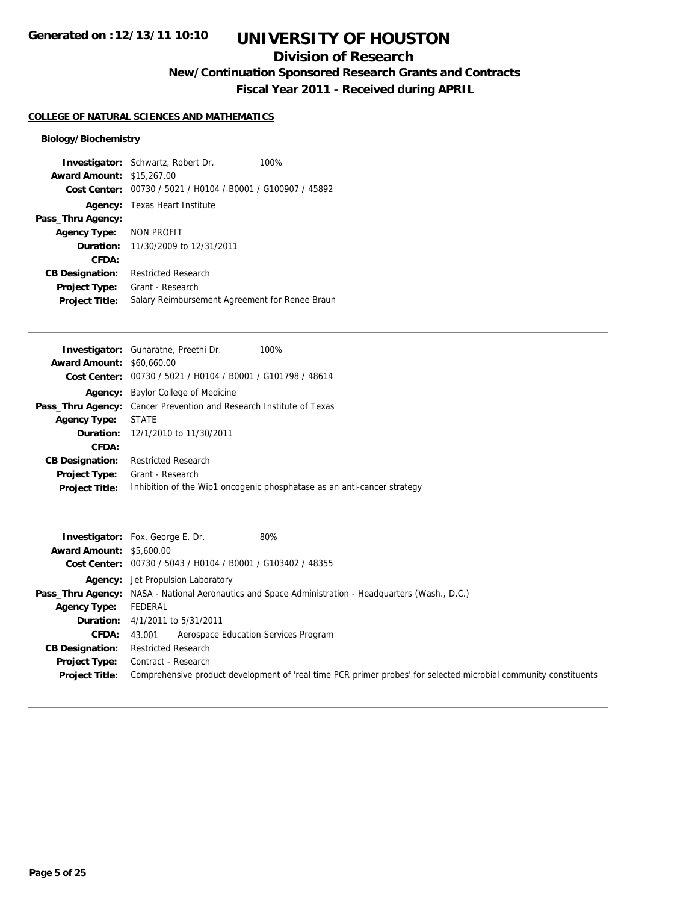# UNIVERSITY OF HOUSTON

## Division of Research

### New/Continuation Sponsored Research Grants and Contracts

### Fiscal Year 2011 - Received during APRIL

**COLLEGE OF NATURAL SCIENCES AND MATHEMATICS**

**Biology/Biochemistry**

**Investigator:** Schwartz, Robert Dr. 100%
**Award Amount:** $15,267.00
**Cost Center:** 00730 / 5021 / H0104 / B0001 / G100907 / 45892
**Agency:** Texas Heart Institute
**Pass_Thru Agency:**
**Agency Type:** NON PROFIT
**Duration:** 11/30/2009 to 12/31/2011
**CFDA:**
**CB Designation:** Restricted Research
**Project Type:** Grant - Research
**Project Title:** Salary Reimbursement Agreement for Renee Braun

---

**Investigator:** Gunaratne, Preethi Dr. 100%
**Award Amount:** $60,660.00
**Cost Center:** 00730 / 5021 / H0104 / B0001 / G101798 / 48614
**Agency:** Baylor College of Medicine
**Pass_Thru Agency:** Cancer Prevention and Research Institute of Texas
**Agency Type:** STATE
**Duration:** 12/1/2010 to 11/30/2011
**CFDA:**
**CB Designation:** Restricted Research
**Project Type:** Grant - Research
**Project Title:** Inhibition of the Wip1 oncogenic phosphatase as an anti-cancer strategy

---

**Investigator:** Fox, George E. Dr. 80%
**Award Amount:** $5,600.00
**Cost Center:** 00730 / 5043 / H0104 / B0001 / G103402 / 48355
**Agency:** Jet Propulsion Laboratory
**Pass_Thru Agency:** NASA - National Aeronautics and Space Administration - Headquarters (Wash., D.C.)
**Agency Type:** FEDERAL
**Duration:** 4/1/2011 to 5/31/2011
**CFDA:** 43.001 Aerospace Education Services Program
**CB Designation:** Restricted Research
**Project Type:** Contract - Research
**Project Title:** Comprehensive product development of 'real time PCR primer probes' for selected microbial community constituents

---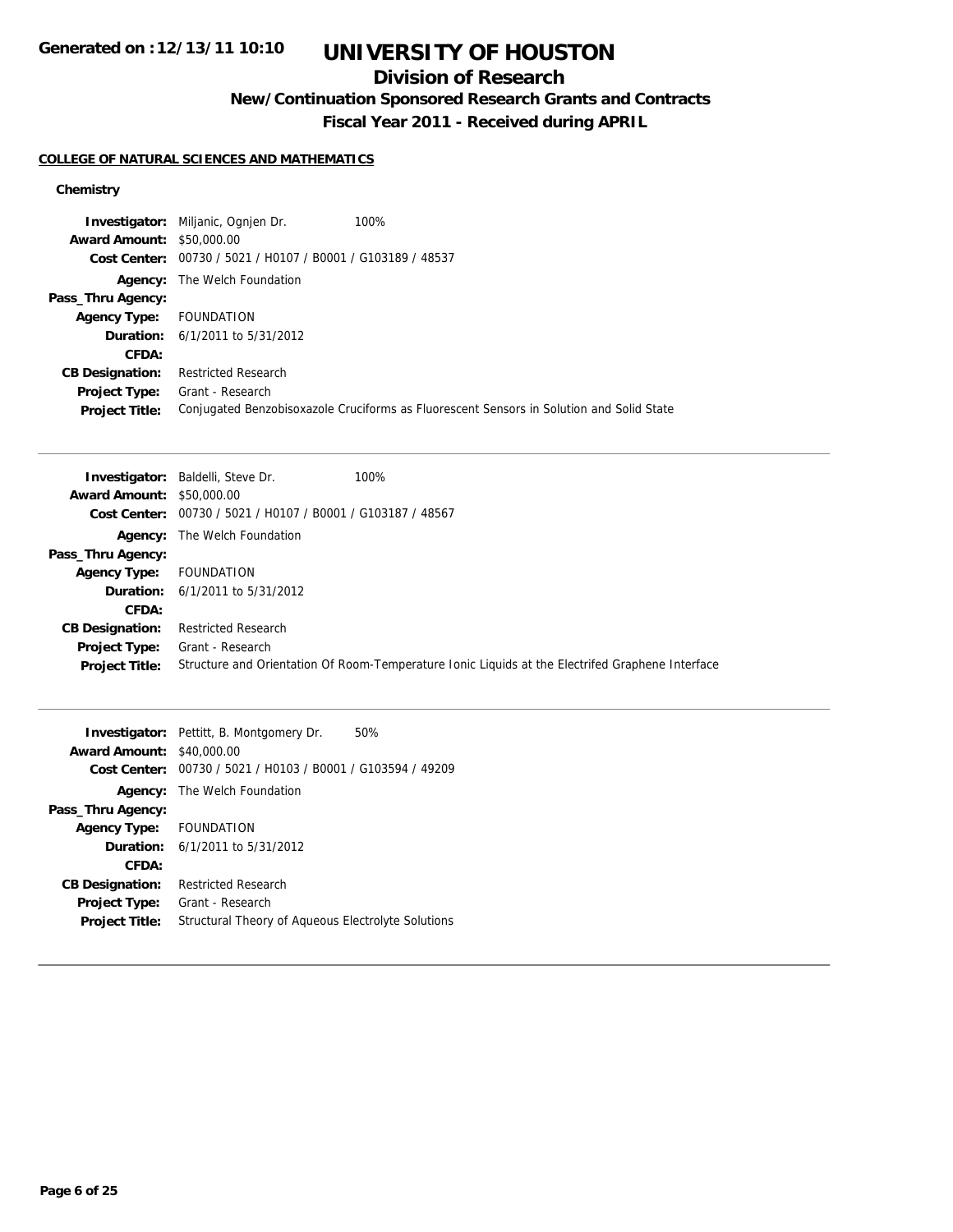# UNIVERSITY OF HOUSTON

## Division of Research

### New/Continuation Sponsored Research Grants and Contracts

### Fiscal Year 2011 - Received during APRIL

Generated on :12/13/11 10:10

**COLLEGE OF NATURAL SCIENCES AND MATHEMATICS**

**Chemistry**

**Investigator:** Miljanic, Ognjen Dr. 100%
**Award Amount:** $50,000.00
**Cost Center:** 00730 / 5021 / H0107 / B0001 / G103189 / 48537
**Agency:** The Welch Foundation
**Pass_Thru Agency:**
**Agency Type:** FOUNDATION
**Duration:** 6/1/2011 to 5/31/2012
**CFDA:**
**CB Designation:** Restricted Research
**Project Type:** Grant - Research
**Project Title:** Conjugated Benzobisoxazole Cruciforms as Fluorescent Sensors in Solution and Solid State

---

**Investigator:** Baldelli, Steve Dr. 100%
**Award Amount:** $50,000.00
**Cost Center:** 00730 / 5021 / H0107 / B0001 / G103187 / 48567
**Agency:** The Welch Foundation
**Pass_Thru Agency:**
**Agency Type:** FOUNDATION
**Duration:** 6/1/2011 to 5/31/2012
**CFDA:**
**CB Designation:** Restricted Research
**Project Type:** Grant - Research
**Project Title:** Structure and Orientation Of Room-Temperature Ionic Liquids at the Electrifed Graphene Interface

---

**Investigator:** Pettitt, B. Montgomery Dr. 50%
**Award Amount:** $40,000.00
**Cost Center:** 00730 / 5021 / H0103 / B0001 / G103594 / 49209
**Agency:** The Welch Foundation
**Pass_Thru Agency:**
**Agency Type:** FOUNDATION
**Duration:** 6/1/2011 to 5/31/2012
**CFDA:**
**CB Designation:** Restricted Research
**Project Type:** Grant - Research
**Project Title:** Structural Theory of Aqueous Electrolyte Solutions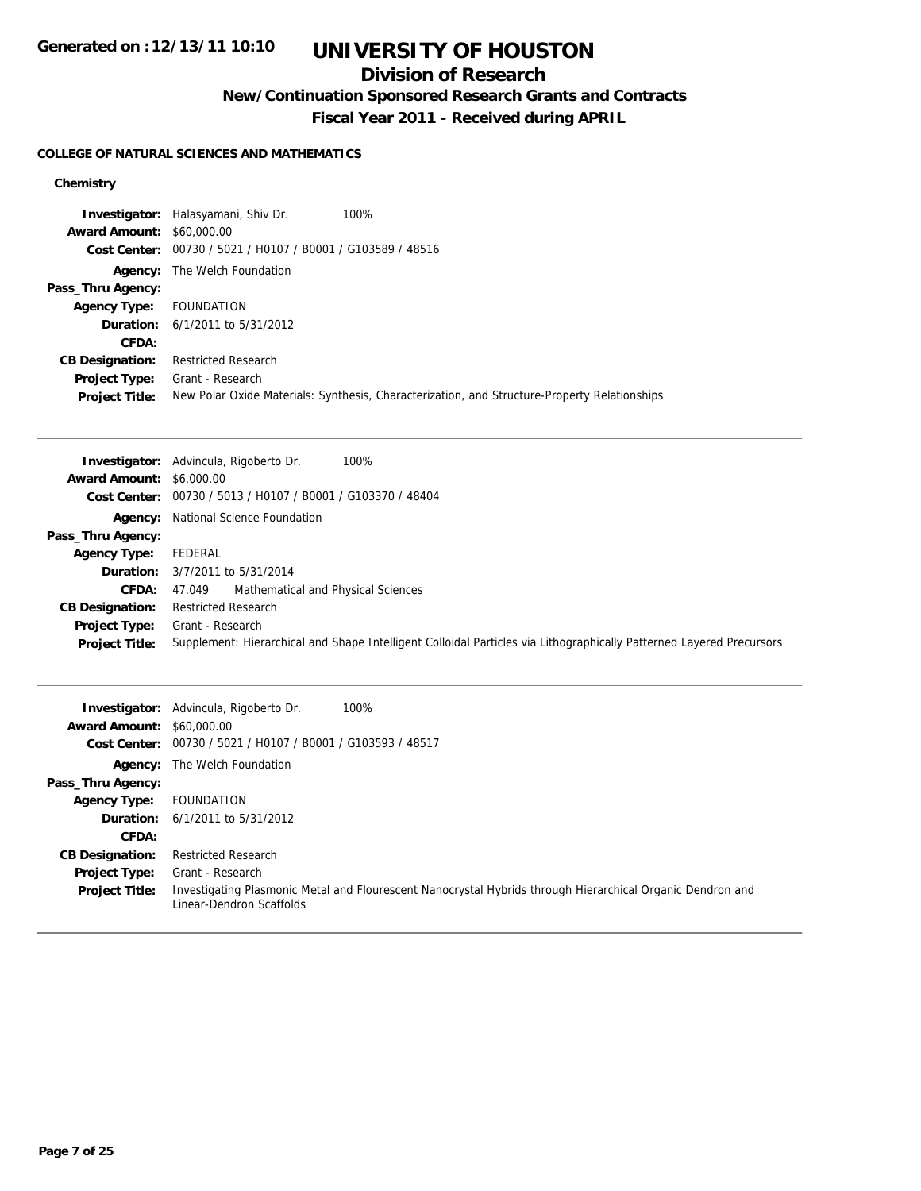**Generated on :12/13/11 10:10**

# UNIVERSITY OF HOUSTON

## Division of Research

### New/Continuation Sponsored Research Grants and Contracts

### Fiscal Year 2011 - Received during APRIL

**COLLEGE OF NATURAL SCIENCES AND MATHEMATICS**

**Chemistry**

| | |
|---|---|
| **Investigator:** | Halasyamani, Shiv Dr. 100% |
| **Award Amount:** | $60,000.00 |
| **Cost Center:** | 00730 / 5021 / H0107 / B0001 / G103589 / 48516 |
| **Agency:** | The Welch Foundation |
| **Pass_Thru Agency:** | |
| **Agency Type:** | FOUNDATION |
| **Duration:** | 6/1/2011 to 5/31/2012 |
| **CFDA:** | |
| **CB Designation:** | Restricted Research |
| **Project Type:** | Grant - Research |
| **Project Title:** | New Polar Oxide Materials: Synthesis, Characterization, and Structure-Property Relationships |

---

| | |
|---|---|
| **Investigator:** | Advincula, Rigoberto Dr. 100% |
| **Award Amount:** | $6,000.00 |
| **Cost Center:** | 00730 / 5013 / H0107 / B0001 / G103370 / 48404 |
| **Agency:** | National Science Foundation |
| **Pass_Thru Agency:** | |
| **Agency Type:** | FEDERAL |
| **Duration:** | 3/7/2011 to 5/31/2014 |
| **CFDA:** | 47.049 Mathematical and Physical Sciences |
| **CB Designation:** | Restricted Research |
| **Project Type:** | Grant - Research |
| **Project Title:** | Supplement: Hierarchical and Shape Intelligent Colloidal Particles via Lithographically Patterned Layered Precursors |

---

| | |
|---|---|
| **Investigator:** | Advincula, Rigoberto Dr. 100% |
| **Award Amount:** | $60,000.00 |
| **Cost Center:** | 00730 / 5021 / H0107 / B0001 / G103593 / 48517 |
| **Agency:** | The Welch Foundation |
| **Pass_Thru Agency:** | |
| **Agency Type:** | FOUNDATION |
| **Duration:** | 6/1/2011 to 5/31/2012 |
| **CFDA:** | |
| **CB Designation:** | Restricted Research |
| **Project Type:** | Grant - Research |
| **Project Title:** | Investigating Plasmonic Metal and Flourescent Nanocrystal Hybrids through Hierarchical Organic Dendron and Linear-Dendron Scaffolds |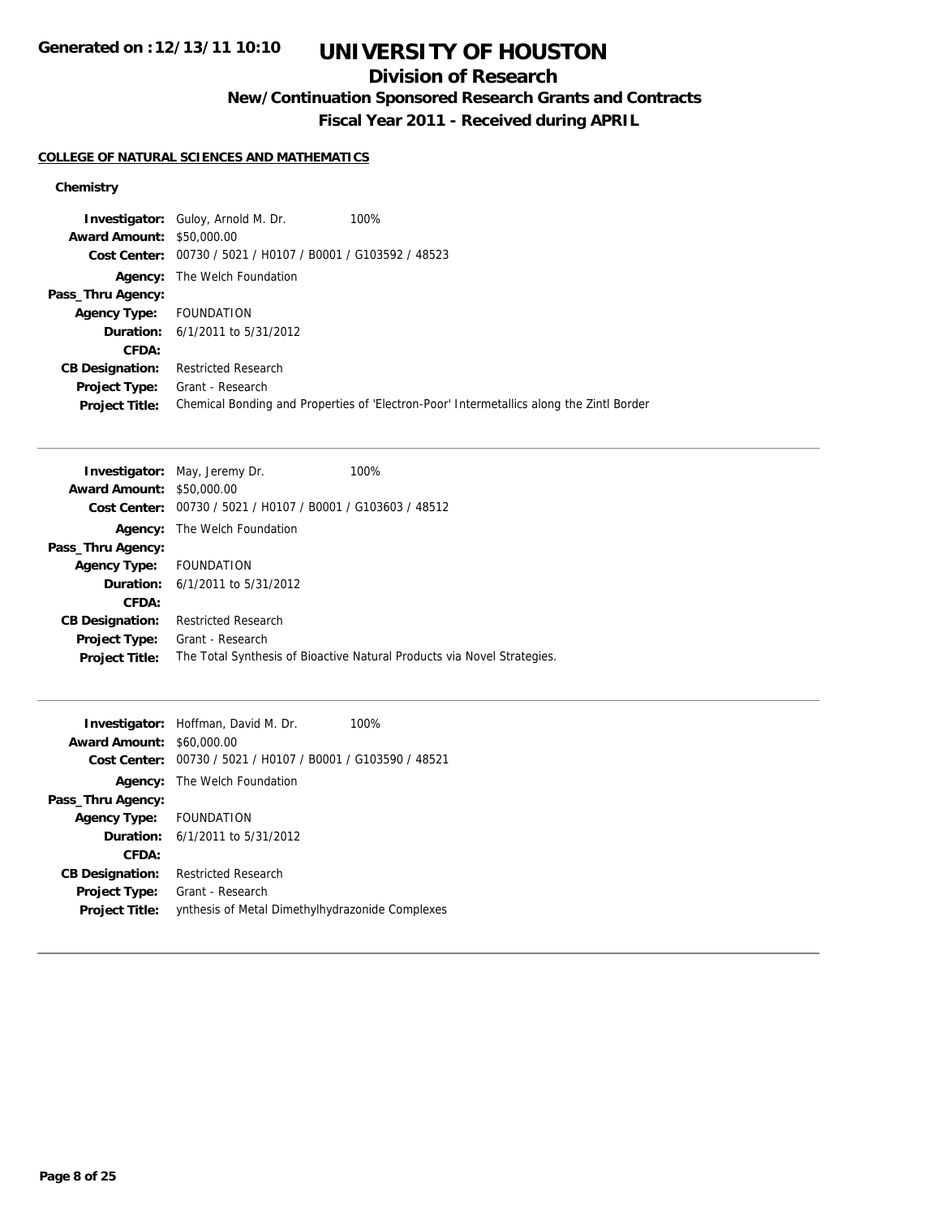# UNIVERSITY OF HOUSTON

## Division of Research

### New/Continuation Sponsored Research Grants and Contracts

### Fiscal Year 2011 - Received during APRIL

**COLLEGE OF NATURAL SCIENCES AND MATHEMATICS**

**Chemistry**

**Investigator:** Guloy, Arnold M. Dr. 100%
**Award Amount:** $50,000.00
**Cost Center:** 00730 / 5021 / H0107 / B0001 / G103592 / 48523
**Agency:** The Welch Foundation
**Pass_Thru Agency:**
**Agency Type:** FOUNDATION
**Duration:** 6/1/2011 to 5/31/2012
**CFDA:**
**CB Designation:** Restricted Research
**Project Type:** Grant - Research
**Project Title:** Chemical Bonding and Properties of 'Electron-Poor' Intermetallics along the Zintl Border

---

**Investigator:** May, Jeremy Dr. 100%
**Award Amount:** $50,000.00
**Cost Center:** 00730 / 5021 / H0107 / B0001 / G103603 / 48512
**Agency:** The Welch Foundation
**Pass_Thru Agency:**
**Agency Type:** FOUNDATION
**Duration:** 6/1/2011 to 5/31/2012
**CFDA:**
**CB Designation:** Restricted Research
**Project Type:** Grant - Research
**Project Title:** The Total Synthesis of Bioactive Natural Products via Novel Strategies.

---

**Investigator:** Hoffman, David M. Dr. 100%
**Award Amount:** $60,000.00
**Cost Center:** 00730 / 5021 / H0107 / B0001 / G103590 / 48521
**Agency:** The Welch Foundation
**Pass_Thru Agency:**
**Agency Type:** FOUNDATION
**Duration:** 6/1/2011 to 5/31/2012
**CFDA:**
**CB Designation:** Restricted Research
**Project Type:** Grant - Research
**Project Title:** ynthesis of Metal Dimethylhydrazonide Complexes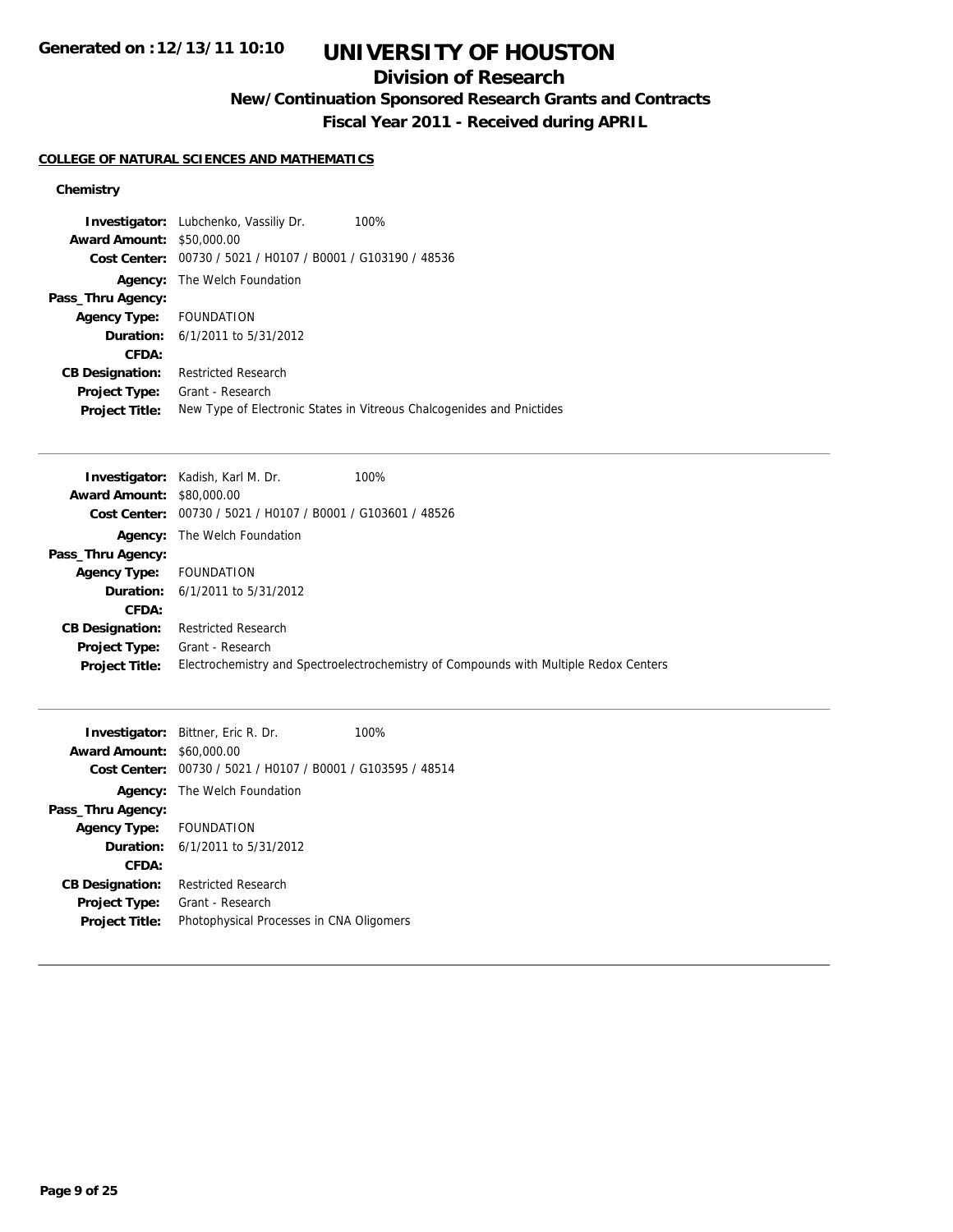# UNIVERSITY OF HOUSTON

## Division of Research

### New/Continuation Sponsored Research Grants and Contracts

### Fiscal Year 2011 - Received during APRIL

**COLLEGE OF NATURAL SCIENCES AND MATHEMATICS**

**Chemistry**

**Investigator:** Lubchenko, Vassiliy Dr. 100%
**Award Amount:** $50,000.00
**Cost Center:** 00730 / 5021 / H0107 / B0001 / G103190 / 48536
**Agency:** The Welch Foundation
**Pass_Thru Agency:**
**Agency Type:** FOUNDATION
**Duration:** 6/1/2011 to 5/31/2012
**CFDA:**
**CB Designation:** Restricted Research
**Project Type:** Grant - Research
**Project Title:** New Type of Electronic States in Vitreous Chalcogenides and Pnictides

---

**Investigator:** Kadish, Karl M. Dr. 100%
**Award Amount:** $80,000.00
**Cost Center:** 00730 / 5021 / H0107 / B0001 / G103601 / 48526
**Agency:** The Welch Foundation
**Pass_Thru Agency:**
**Agency Type:** FOUNDATION
**Duration:** 6/1/2011 to 5/31/2012
**CFDA:**
**CB Designation:** Restricted Research
**Project Type:** Grant - Research
**Project Title:** Electrochemistry and Spectroelectrochemistry of Compounds with Multiple Redox Centers

---

**Investigator:** Bittner, Eric R. Dr. 100%
**Award Amount:** $60,000.00
**Cost Center:** 00730 / 5021 / H0107 / B0001 / G103595 / 48514
**Agency:** The Welch Foundation
**Pass_Thru Agency:**
**Agency Type:** FOUNDATION
**Duration:** 6/1/2011 to 5/31/2012
**CFDA:**
**CB Designation:** Restricted Research
**Project Type:** Grant - Research
**Project Title:** Photophysical Processes in CNA Oligomers

---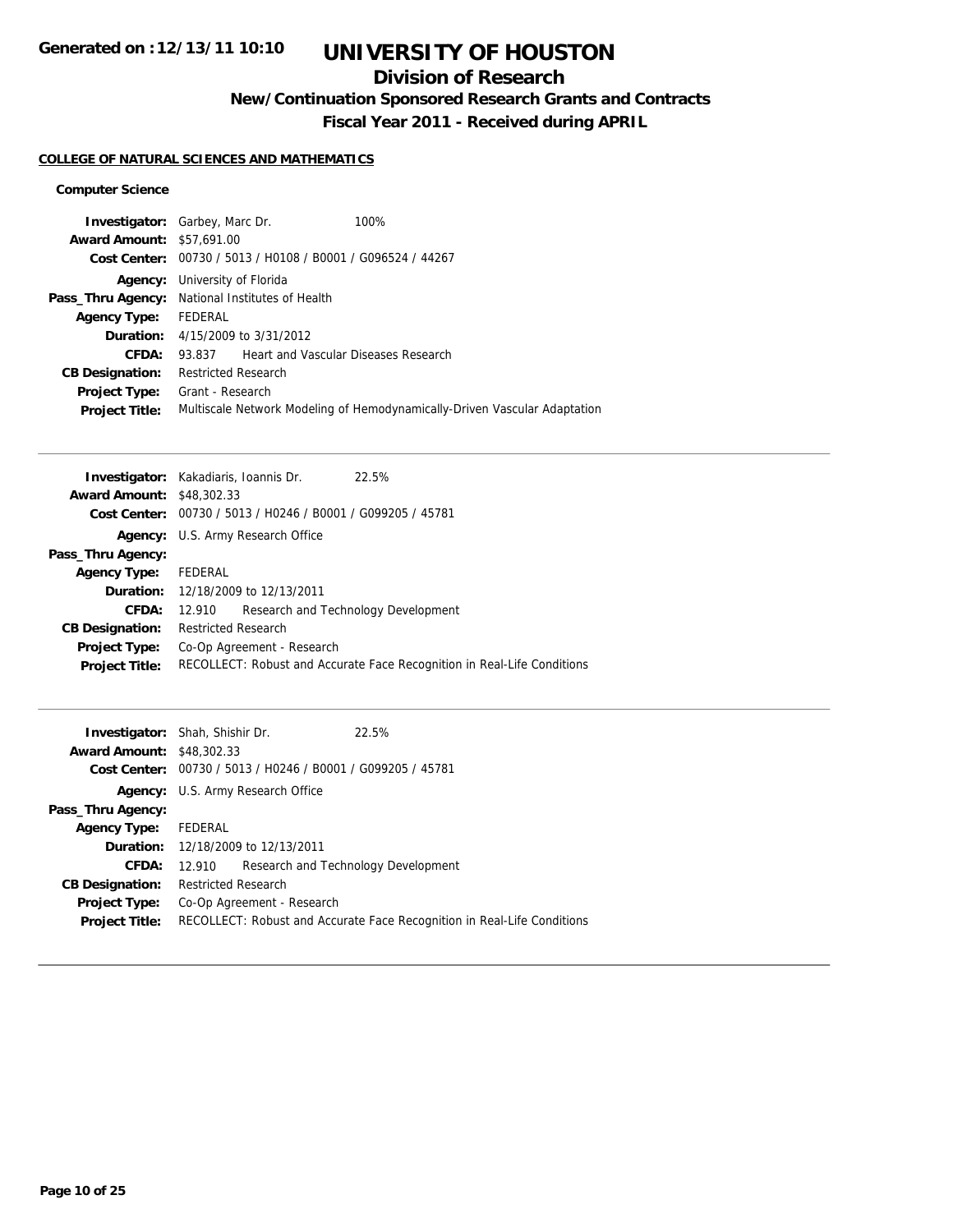# UNIVERSITY OF HOUSTON

## Division of Research

### New/Continuation Sponsored Research Grants and Contracts

### Fiscal Year 2011 - Received during APRIL

**COLLEGE OF NATURAL SCIENCES AND MATHEMATICS**

**Computer Science**

**Investigator:** Garbey, Marc Dr. 100%
**Award Amount:** $57,691.00
**Cost Center:** 00730 / 5013 / H0108 / B0001 / G096524 / 44267
**Agency:** University of Florida
**Pass_Thru Agency:** National Institutes of Health
**Agency Type:** FEDERAL
**Duration:** 4/15/2009 to 3/31/2012
**CFDA:** 93.837 Heart and Vascular Diseases Research
**CB Designation:** Restricted Research
**Project Type:** Grant - Research
**Project Title:** Multiscale Network Modeling of Hemodynamically-Driven Vascular Adaptation

---

**Investigator:** Kakadiaris, Ioannis Dr. 22.5%
**Award Amount:** $48,302.33
**Cost Center:** 00730 / 5013 / H0246 / B0001 / G099205 / 45781
**Agency:** U.S. Army Research Office
**Pass_Thru Agency:**
**Agency Type:** FEDERAL
**Duration:** 12/18/2009 to 12/13/2011
**CFDA:** 12.910 Research and Technology Development
**CB Designation:** Restricted Research
**Project Type:** Co-Op Agreement - Research
**Project Title:** RECOLLECT: Robust and Accurate Face Recognition in Real-Life Conditions

---

**Investigator:** Shah, Shishir Dr. 22.5%
**Award Amount:** $48,302.33
**Cost Center:** 00730 / 5013 / H0246 / B0001 / G099205 / 45781
**Agency:** U.S. Army Research Office
**Pass_Thru Agency:**
**Agency Type:** FEDERAL
**Duration:** 12/18/2009 to 12/13/2011
**CFDA:** 12.910 Research and Technology Development
**CB Designation:** Restricted Research
**Project Type:** Co-Op Agreement - Research
**Project Title:** RECOLLECT: Robust and Accurate Face Recognition in Real-Life Conditions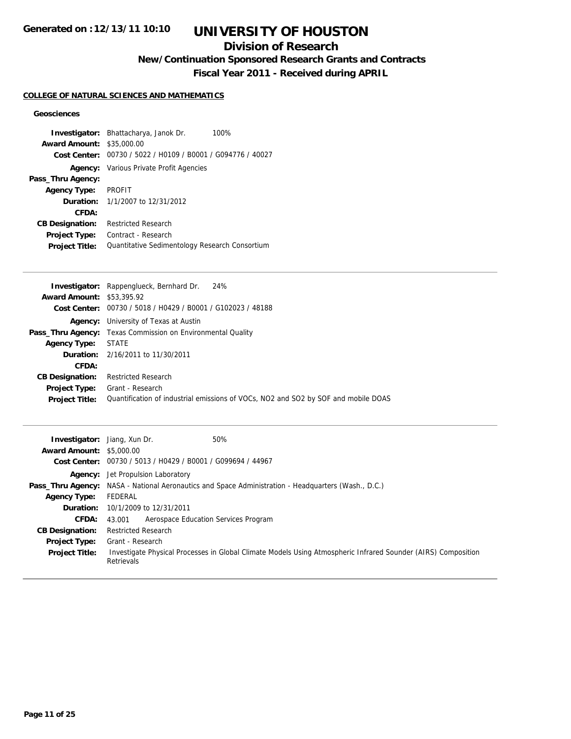# UNIVERSITY OF HOUSTON

## Division of Research

### New/Continuation Sponsored Research Grants and Contracts

### Fiscal Year 2011 - Received during APRIL

**COLLEGE OF NATURAL SCIENCES AND MATHEMATICS**

**Geosciences**

**Investigator:** Bhattacharya, Janok Dr. 100%
**Award Amount:** $35,000.00
**Cost Center:** 00730 / 5022 / H0109 / B0001 / G094776 / 40027
**Agency:** Various Private Profit Agencies
**Pass_Thru Agency:**
**Agency Type:** PROFIT
**Duration:** 1/1/2007 to 12/31/2012
**CFDA:**
**CB Designation:** Restricted Research
**Project Type:** Contract - Research
**Project Title:** Quantitative Sedimentology Research Consortium

---

**Investigator:** Rappenglueck, Bernhard Dr. 24%
**Award Amount:** $53,395.92
**Cost Center:** 00730 / 5018 / H0429 / B0001 / G102023 / 48188
**Agency:** University of Texas at Austin
**Pass_Thru Agency:** Texas Commission on Environmental Quality
**Agency Type:** STATE
**Duration:** 2/16/2011 to 11/30/2011
**CFDA:**
**CB Designation:** Restricted Research
**Project Type:** Grant - Research
**Project Title:** Quantification of industrial emissions of VOCs, NO2 and SO2 by SOF and mobile DOAS

---

**Investigator:** Jiang, Xun Dr. 50%
**Award Amount:** $5,000.00
**Cost Center:** 00730 / 5013 / H0429 / B0001 / G099694 / 44967
**Agency:** Jet Propulsion Laboratory
**Pass_Thru Agency:** NASA - National Aeronautics and Space Administration - Headquarters (Wash., D.C.)
**Agency Type:** FEDERAL
**Duration:** 10/1/2009 to 12/31/2011
**CFDA:** 43.001 Aerospace Education Services Program
**CB Designation:** Restricted Research
**Project Type:** Grant - Research
**Project Title:** Investigate Physical Processes in Global Climate Models Using Atmospheric Infrared Sounder (AIRS) Composition Retrievals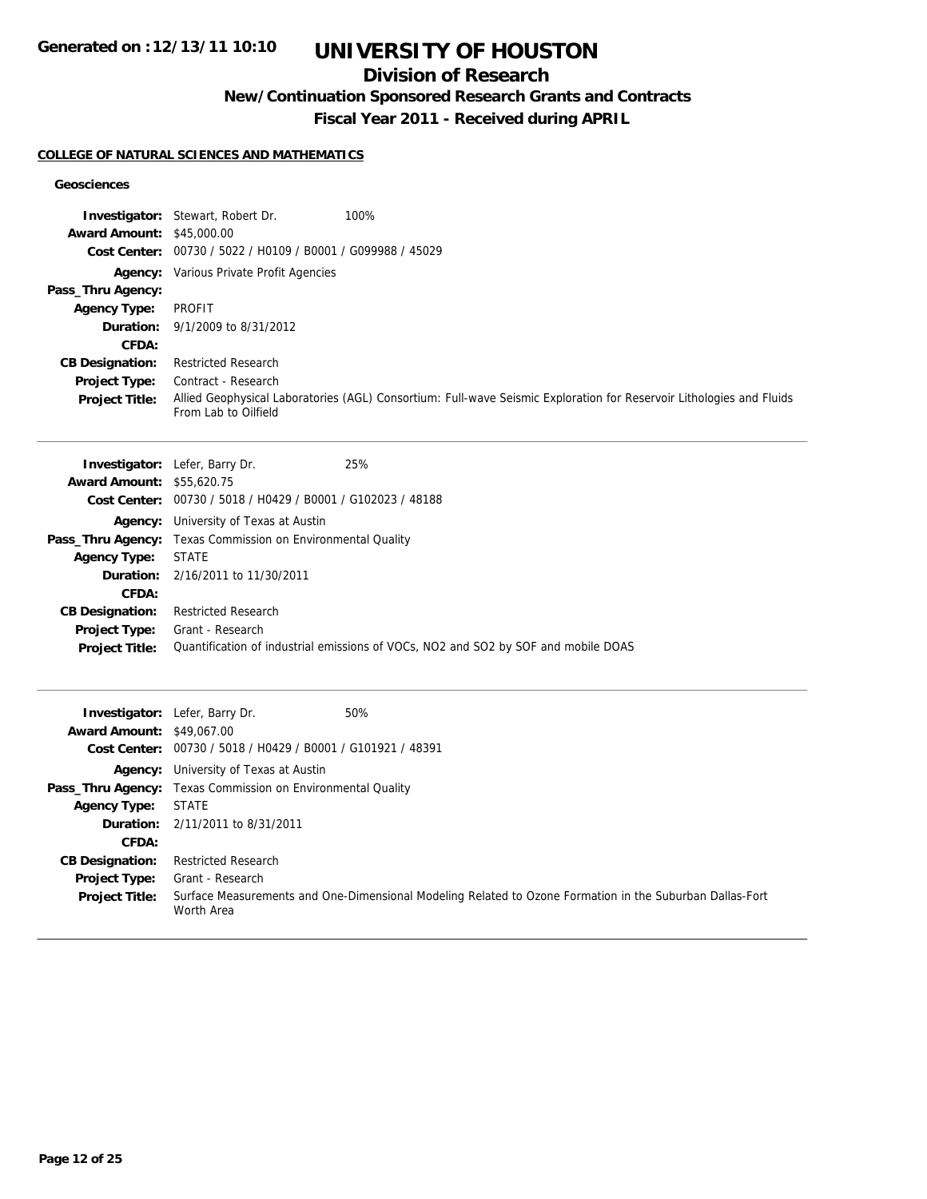## COLLEGE OF NATURAL SCIENCES AND MATHEMATICS

### Geosciences

**Investigator:** Stewart, Robert Dr. 100%
**Award Amount:** \$45,000.00
**Cost Center:** 00730 / 5022 / H0109 / B0001 / G099988 / 45029
**Agency:** Various Private Profit Agencies
**Pass_Thru Agency:**
**Agency Type:** PROFIT
**Duration:** 9/1/2009 to 8/31/2012
**CFDA:**
**CB Designation:** Restricted Research
**Project Type:** Contract - Research
**Project Title:** Allied Geophysical Laboratories (AGL) Consortium: Full-wave Seismic Exploration for Reservoir Lithologies and Fluids From Lab to Oilfield

---

**Investigator:** Lefer, Barry Dr. 25%
**Award Amount:** \$55,620.75
**Cost Center:** 00730 / 5018 / H0429 / B0001 / G102023 / 48188
**Agency:** University of Texas at Austin
**Pass_Thru Agency:** Texas Commission on Environmental Quality
**Agency Type:** STATE
**Duration:** 2/16/2011 to 11/30/2011
**CFDA:**
**CB Designation:** Restricted Research
**Project Type:** Grant - Research
**Project Title:** Quantification of industrial emissions of VOCs, NO2 and SO2 by SOF and mobile DOAS

---

**Investigator:** Lefer, Barry Dr. 50%
**Award Amount:** \$49,067.00
**Cost Center:** 00730 / 5018 / H0429 / B0001 / G101921 / 48391
**Agency:** University of Texas at Austin
**Pass_Thru Agency:** Texas Commission on Environmental Quality
**Agency Type:** STATE
**Duration:** 2/11/2011 to 8/31/2011
**CFDA:**
**CB Designation:** Restricted Research
**Project Type:** Grant - Research
**Project Title:** Surface Measurements and One-Dimensional Modeling Related to Ozone Formation in the Suburban Dallas-Fort Worth Area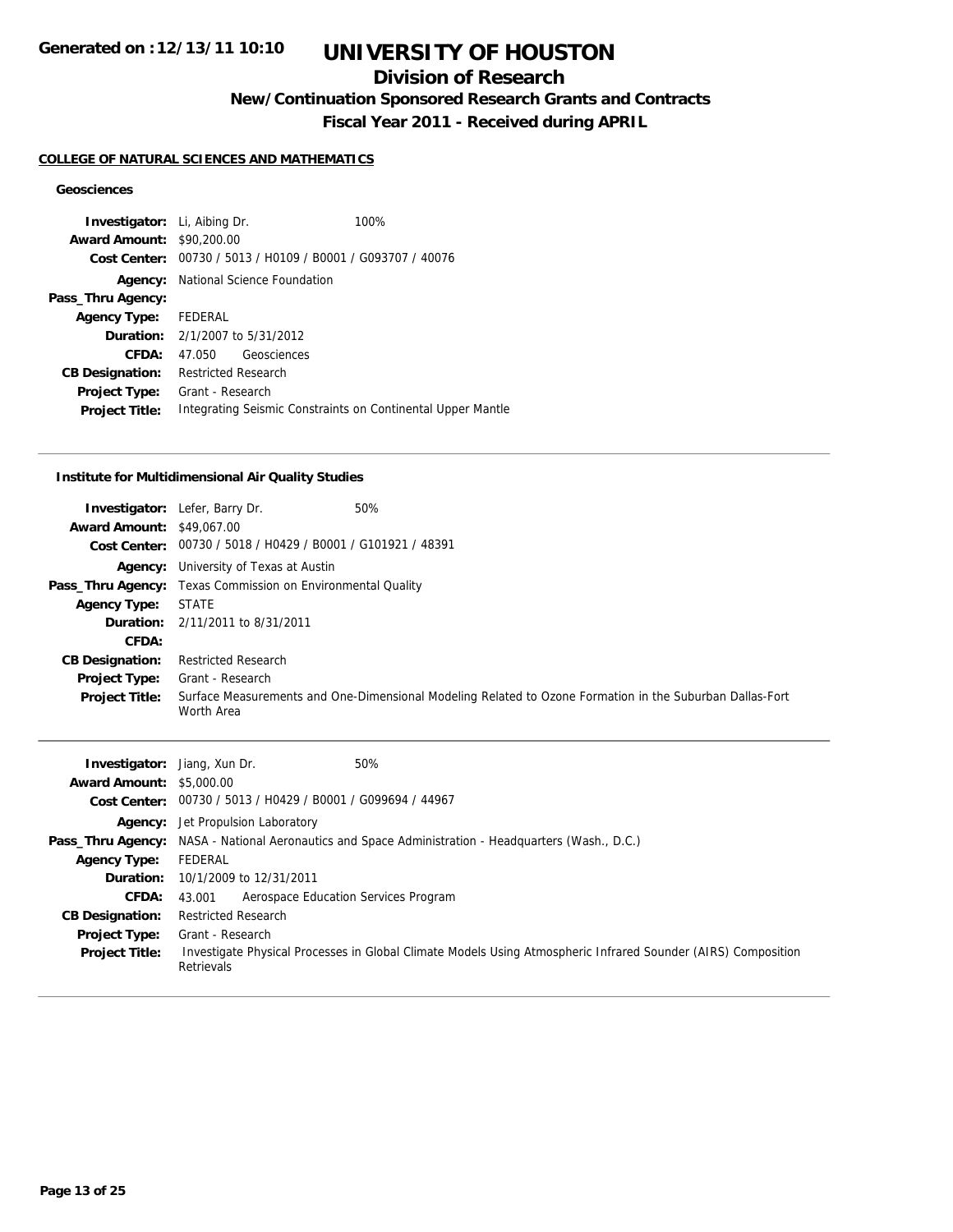# UNIVERSITY OF HOUSTON

## Division of Research

### New/Continuation Sponsored Research Grants and Contracts

### Fiscal Year 2011 - Received during APRIL

**COLLEGE OF NATURAL SCIENCES AND MATHEMATICS**

**Geosciences**

**Investigator:** Li, Aibing Dr. 100%
**Award Amount:** $90,200.00
**Cost Center:** 00730 / 5013 / H0109 / B0001 / G093707 / 40076
**Agency:** National Science Foundation
**Pass_Thru Agency:**
**Agency Type:** FEDERAL
**Duration:** 2/1/2007 to 5/31/2012
**CFDA:** 47.050 Geosciences
**CB Designation:** Restricted Research
**Project Type:** Grant - Research
**Project Title:** Integrating Seismic Constraints on Continental Upper Mantle

---

**Institute for Multidimensional Air Quality Studies**

**Investigator:** Lefer, Barry Dr. 50%
**Award Amount:** $49,067.00
**Cost Center:** 00730 / 5018 / H0429 / B0001 / G101921 / 48391
**Agency:** University of Texas at Austin
**Pass_Thru Agency:** Texas Commission on Environmental Quality
**Agency Type:** STATE
**Duration:** 2/11/2011 to 8/31/2011
**CFDA:**
**CB Designation:** Restricted Research
**Project Type:** Grant - Research
**Project Title:** Surface Measurements and One-Dimensional Modeling Related to Ozone Formation in the Suburban Dallas-Fort Worth Area

---

**Investigator:** Jiang, Xun Dr. 50%
**Award Amount:** $5,000.00
**Cost Center:** 00730 / 5013 / H0429 / B0001 / G099694 / 44967
**Agency:** Jet Propulsion Laboratory
**Pass_Thru Agency:** NASA - National Aeronautics and Space Administration - Headquarters (Wash., D.C.)
**Agency Type:** FEDERAL
**Duration:** 10/1/2009 to 12/31/2011
**CFDA:** 43.001 Aerospace Education Services Program
**CB Designation:** Restricted Research
**Project Type:** Grant - Research
**Project Title:** Investigate Physical Processes in Global Climate Models Using Atmospheric Infrared Sounder (AIRS) Composition Retrievals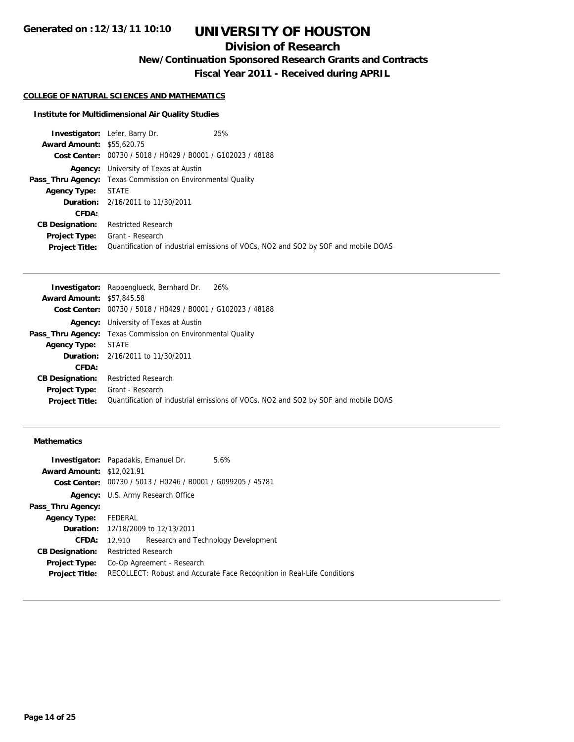# UNIVERSITY OF HOUSTON

## Division of Research

### New/Continuation Sponsored Research Grants and Contracts

### Fiscal Year 2011 - Received during APRIL

**COLLEGE OF NATURAL SCIENCES AND MATHEMATICS**

**Institute for Multidimensional Air Quality Studies**

**Investigator:** Lefer, Barry Dr. 25%
**Award Amount:** $55,620.75
**Cost Center:** 00730 / 5018 / H0429 / B0001 / G102023 / 48188
**Agency:** University of Texas at Austin
**Pass_Thru Agency:** Texas Commission on Environmental Quality
**Agency Type:** STATE
**Duration:** 2/16/2011 to 11/30/2011
**CFDA:**
**CB Designation:** Restricted Research
**Project Type:** Grant - Research
**Project Title:** Quantification of industrial emissions of VOCs, NO2 and SO2 by SOF and mobile DOAS

---

**Investigator:** Rappenglueck, Bernhard Dr. 26%
**Award Amount:** $57,845.58
**Cost Center:** 00730 / 5018 / H0429 / B0001 / G102023 / 48188
**Agency:** University of Texas at Austin
**Pass_Thru Agency:** Texas Commission on Environmental Quality
**Agency Type:** STATE
**Duration:** 2/16/2011 to 11/30/2011
**CFDA:**
**CB Designation:** Restricted Research
**Project Type:** Grant - Research
**Project Title:** Quantification of industrial emissions of VOCs, NO2 and SO2 by SOF and mobile DOAS

---

**Mathematics**

**Investigator:** Papadakis, Emanuel Dr. 5.6%
**Award Amount:** $12,021.91
**Cost Center:** 00730 / 5013 / H0246 / B0001 / G099205 / 45781
**Agency:** U.S. Army Research Office
**Pass_Thru Agency:**
**Agency Type:** FEDERAL
**Duration:** 12/18/2009 to 12/13/2011
**CFDA:** 12.910 Research and Technology Development
**CB Designation:** Restricted Research
**Project Type:** Co-Op Agreement - Research
**Project Title:** RECOLLECT: Robust and Accurate Face Recognition in Real-Life Conditions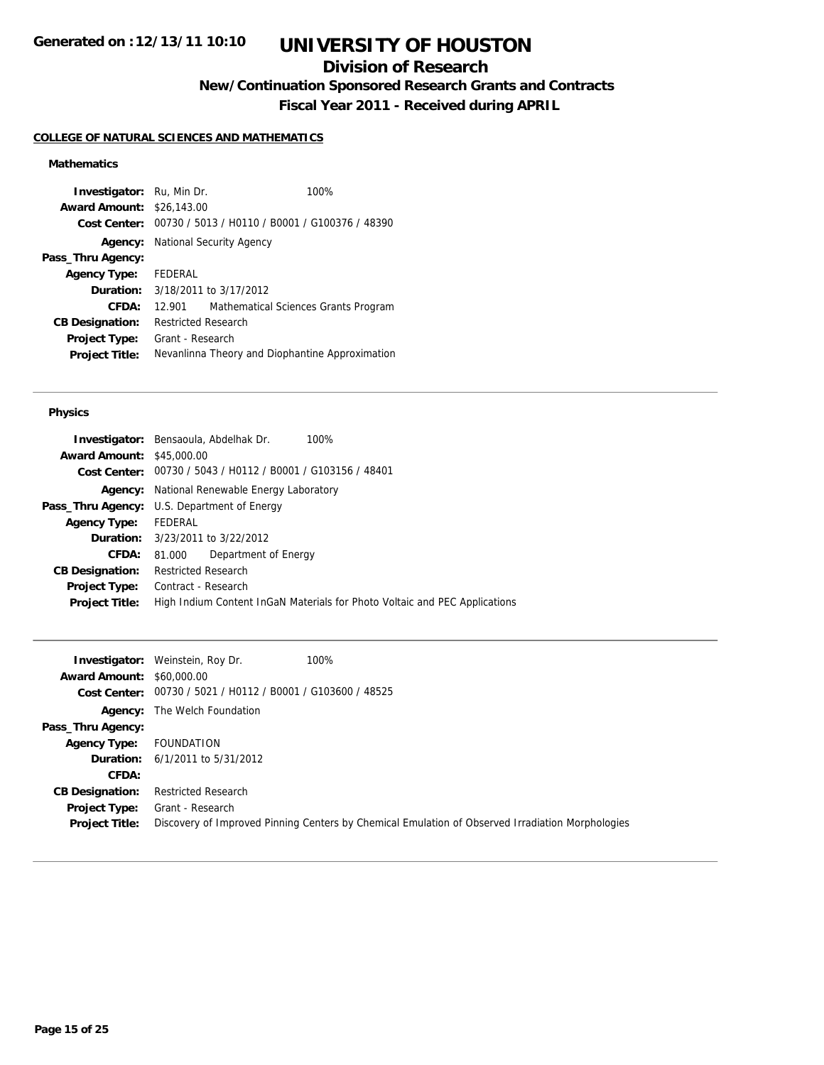# UNIVERSITY OF HOUSTON

## Division of Research

### New/Continuation Sponsored Research Grants and Contracts

### Fiscal Year 2011 - Received during APRIL

**COLLEGE OF NATURAL SCIENCES AND MATHEMATICS**

#### Mathematics

**Investigator:** Ru, Min Dr. 100%
**Award Amount:** $26,143.00
**Cost Center:** 00730 / 5013 / H0110 / B0001 / G100376 / 48390
**Agency:** National Security Agency
**Pass_Thru Agency:**
**Agency Type:** FEDERAL
**Duration:** 3/18/2011 to 3/17/2012
**CFDA:** 12.901 Mathematical Sciences Grants Program
**CB Designation:** Restricted Research
**Project Type:** Grant - Research
**Project Title:** Nevanlinna Theory and Diophantine Approximation

---

#### Physics

**Investigator:** Bensaoula, Abdelhak Dr. 100%
**Award Amount:** $45,000.00
**Cost Center:** 00730 / 5043 / H0112 / B0001 / G103156 / 48401
**Agency:** National Renewable Energy Laboratory
**Pass_Thru Agency:** U.S. Department of Energy
**Agency Type:** FEDERAL
**Duration:** 3/23/2011 to 3/22/2012
**CFDA:** 81.000 Department of Energy
**CB Designation:** Restricted Research
**Project Type:** Contract - Research
**Project Title:** High Indium Content InGaN Materials for Photo Voltaic and PEC Applications

---

**Investigator:** Weinstein, Roy Dr. 100%
**Award Amount:** $60,000.00
**Cost Center:** 00730 / 5021 / H0112 / B0001 / G103600 / 48525
**Agency:** The Welch Foundation
**Pass_Thru Agency:**
**Agency Type:** FOUNDATION
**Duration:** 6/1/2011 to 5/31/2012
**CFDA:**
**CB Designation:** Restricted Research
**Project Type:** Grant - Research
**Project Title:** Discovery of Improved Pinning Centers by Chemical Emulation of Observed Irradiation Morphologies

---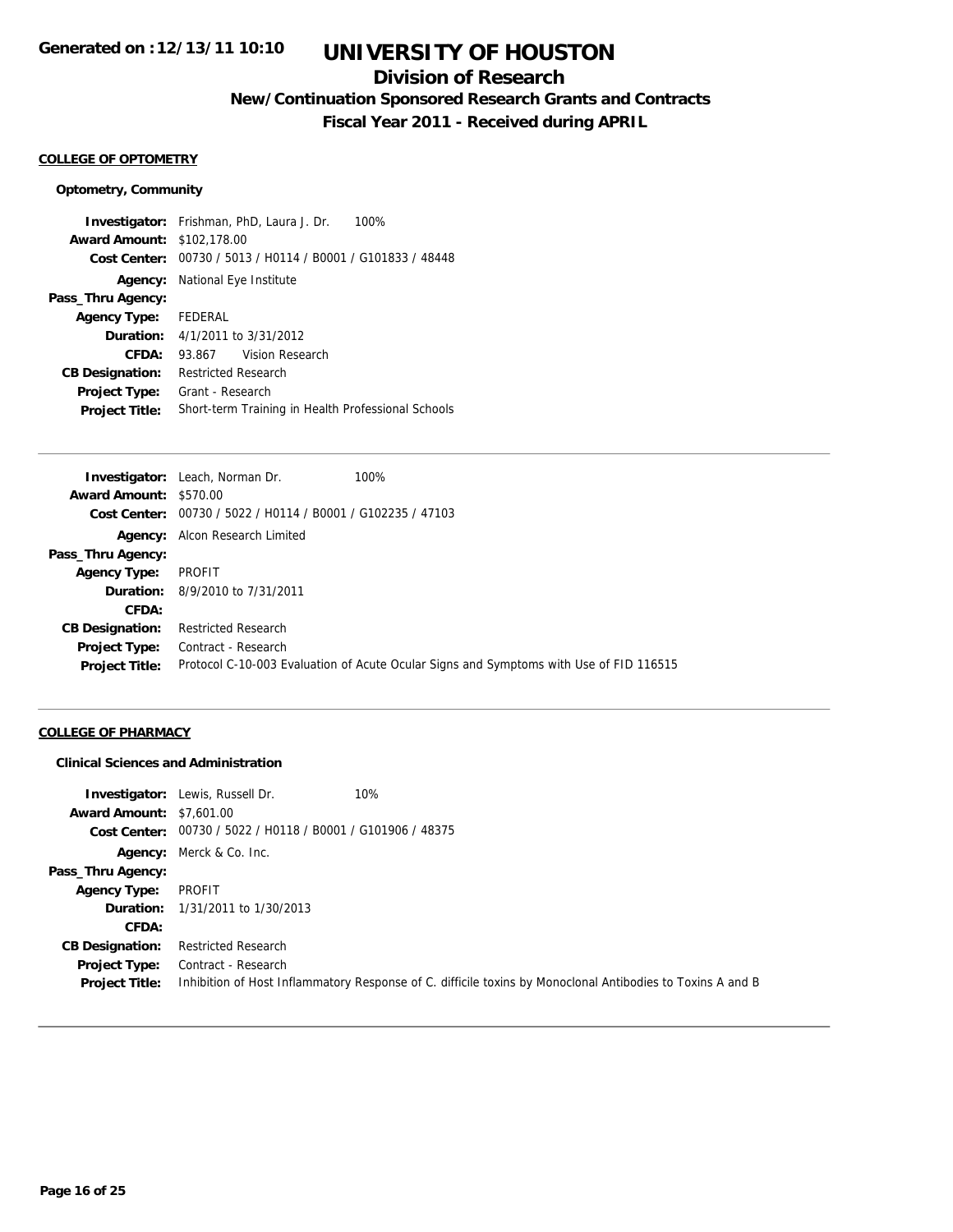**Generated on :12/13/11 10:10**

# UNIVERSITY OF HOUSTON

## Division of Research

### New/Continuation Sponsored Research Grants and Contracts

### Fiscal Year 2011 - Received during APRIL

**COLLEGE OF OPTOMETRY**

**Optometry, Community**

**Investigator:** Frishman, PhD, Laura J. Dr. 100%
**Award Amount:** $102,178.00
**Cost Center:** 00730 / 5013 / H0114 / B0001 / G101833 / 48448
**Agency:** National Eye Institute
**Pass_Thru Agency:**
**Agency Type:** FEDERAL
**Duration:** 4/1/2011 to 3/31/2012
**CFDA:** 93.867 Vision Research
**CB Designation:** Restricted Research
**Project Type:** Grant - Research
**Project Title:** Short-term Training in Health Professional Schools

---

**Investigator:** Leach, Norman Dr. 100%
**Award Amount:** $570.00
**Cost Center:** 00730 / 5022 / H0114 / B0001 / G102235 / 47103
**Agency:** Alcon Research Limited
**Pass_Thru Agency:**
**Agency Type:** PROFIT
**Duration:** 8/9/2010 to 7/31/2011
**CFDA:**
**CB Designation:** Restricted Research
**Project Type:** Contract - Research
**Project Title:** Protocol C-10-003 Evaluation of Acute Ocular Signs and Symptoms with Use of FID 116515

---

**COLLEGE OF PHARMACY**

**Clinical Sciences and Administration**

**Investigator:** Lewis, Russell Dr. 10%
**Award Amount:** $7,601.00
**Cost Center:** 00730 / 5022 / H0118 / B0001 / G101906 / 48375
**Agency:** Merck & Co. Inc.
**Pass_Thru Agency:**
**Agency Type:** PROFIT
**Duration:** 1/31/2011 to 1/30/2013
**CFDA:**
**CB Designation:** Restricted Research
**Project Type:** Contract - Research
**Project Title:** Inhibition of Host Inflammatory Response of C. difficile toxins by Monoclonal Antibodies to Toxins A and B

---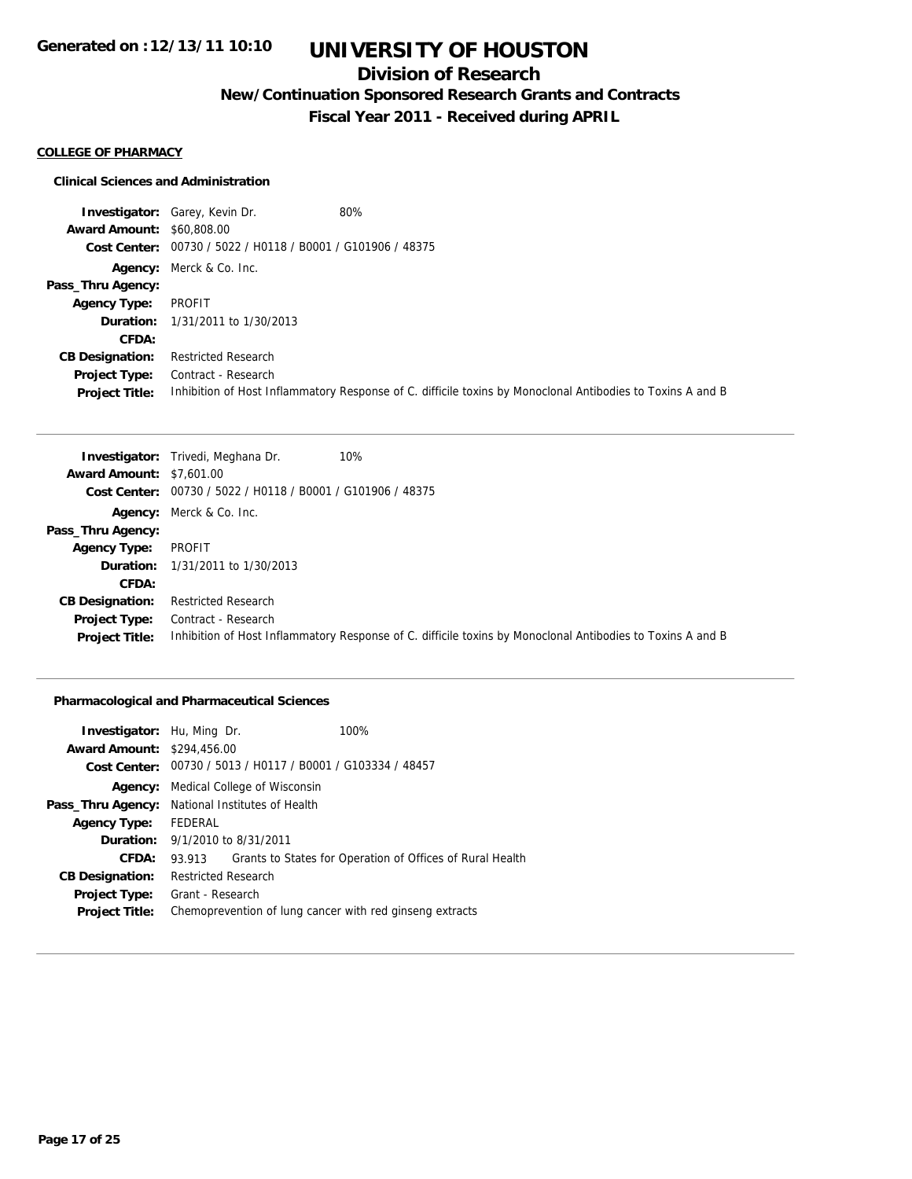# UNIVERSITY OF HOUSTON

## Division of Research

### New/Continuation Sponsored Research Grants and Contracts

### Fiscal Year 2011 - Received during APRIL

**COLLEGE OF PHARMACY**

#### Clinical Sciences and Administration

**Investigator:** Garey, Kevin Dr. 80%
**Award Amount:** $60,808.00
**Cost Center:** 00730 / 5022 / H0118 / B0001 / G101906 / 48375
**Agency:** Merck & Co. Inc.
**Pass_Thru Agency:**
**Agency Type:** PROFIT
**Duration:** 1/31/2011 to 1/30/2013
**CFDA:**
**CB Designation:** Restricted Research
**Project Type:** Contract - Research
**Project Title:** Inhibition of Host Inflammatory Response of C. difficile toxins by Monoclonal Antibodies to Toxins A and B

---

**Investigator:** Trivedi, Meghana Dr. 10%
**Award Amount:** $7,601.00
**Cost Center:** 00730 / 5022 / H0118 / B0001 / G101906 / 48375
**Agency:** Merck & Co. Inc.
**Pass_Thru Agency:**
**Agency Type:** PROFIT
**Duration:** 1/31/2011 to 1/30/2013
**CFDA:**
**CB Designation:** Restricted Research
**Project Type:** Contract - Research
**Project Title:** Inhibition of Host Inflammatory Response of C. difficile toxins by Monoclonal Antibodies to Toxins A and B

---

#### Pharmacological and Pharmaceutical Sciences

**Investigator:** Hu, Ming Dr. 100%
**Award Amount:** $294,456.00
**Cost Center:** 00730 / 5013 / H0117 / B0001 / G103334 / 48457
**Agency:** Medical College of Wisconsin
**Pass_Thru Agency:** National Institutes of Health
**Agency Type:** FEDERAL
**Duration:** 9/1/2010 to 8/31/2011
**CFDA:** 93.913 Grants to States for Operation of Offices of Rural Health
**CB Designation:** Restricted Research
**Project Type:** Grant - Research
**Project Title:** Chemoprevention of lung cancer with red ginseng extracts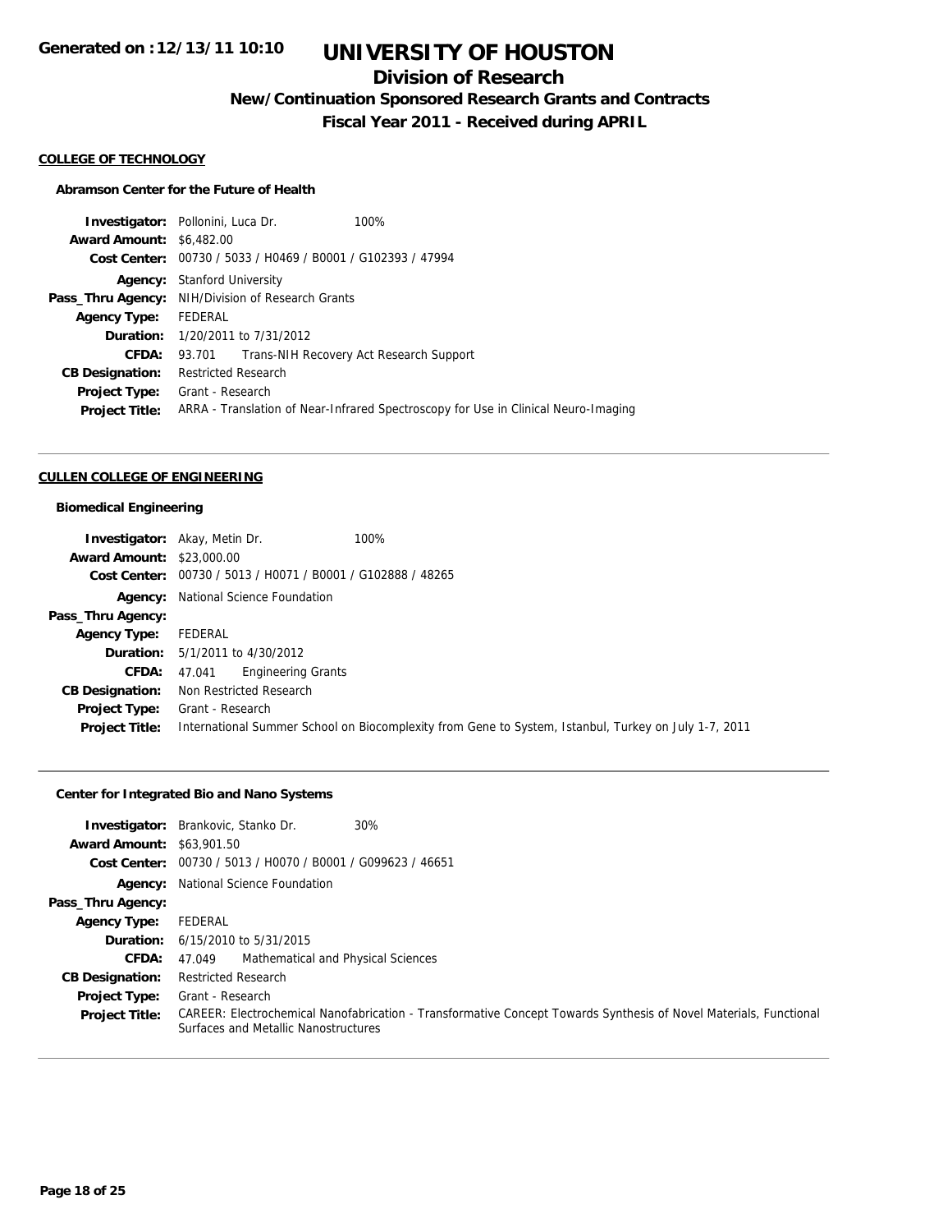**Generated on :12/13/11 10:10**

# UNIVERSITY OF HOUSTON

## Division of Research

### New/Continuation Sponsored Research Grants and Contracts

### Fiscal Year 2011 - Received during APRIL

**COLLEGE OF TECHNOLOGY**

**Abramson Center for the Future of Health**

| | |
|---|---|
| **Investigator:** | Pollonini, Luca Dr. 100% |
| **Award Amount:** | $6,482.00 |
| **Cost Center:** | 00730 / 5033 / H0469 / B0001 / G102393 / 47994 |
| **Agency:** | Stanford University |
| **Pass_Thru Agency:** | NIH/Division of Research Grants |
| **Agency Type:** | FEDERAL |
| **Duration:** | 1/20/2011 to 7/31/2012 |
| **CFDA:** | 93.701 Trans-NIH Recovery Act Research Support |
| **CB Designation:** | Restricted Research |
| **Project Type:** | Grant - Research |
| **Project Title:** | ARRA - Translation of Near-Infrared Spectroscopy for Use in Clinical Neuro-Imaging |

**CULLEN COLLEGE OF ENGINEERING**

**Biomedical Engineering**

| | |
|---|---|
| **Investigator:** | Akay, Metin Dr. 100% |
| **Award Amount:** | $23,000.00 |
| **Cost Center:** | 00730 / 5013 / H0071 / B0001 / G102888 / 48265 |
| **Agency:** | National Science Foundation |
| **Pass_Thru Agency:** | |
| **Agency Type:** | FEDERAL |
| **Duration:** | 5/1/2011 to 4/30/2012 |
| **CFDA:** | 47.041 Engineering Grants |
| **CB Designation:** | Non Restricted Research |
| **Project Type:** | Grant - Research |
| **Project Title:** | International Summer School on Biocomplexity from Gene to System, Istanbul, Turkey on July 1-7, 2011 |

**Center for Integrated Bio and Nano Systems**

| | |
|---|---|
| **Investigator:** | Brankovic, Stanko Dr. 30% |
| **Award Amount:** | $63,901.50 |
| **Cost Center:** | 00730 / 5013 / H0070 / B0001 / G099623 / 46651 |
| **Agency:** | National Science Foundation |
| **Pass_Thru Agency:** | |
| **Agency Type:** | FEDERAL |
| **Duration:** | 6/15/2010 to 5/31/2015 |
| **CFDA:** | 47.049 Mathematical and Physical Sciences |
| **CB Designation:** | Restricted Research |
| **Project Type:** | Grant - Research |
| **Project Title:** | CAREER: Electrochemical Nanofabrication - Transformative Concept Towards Synthesis of Novel Materials, Functional Surfaces and Metallic Nanostructures |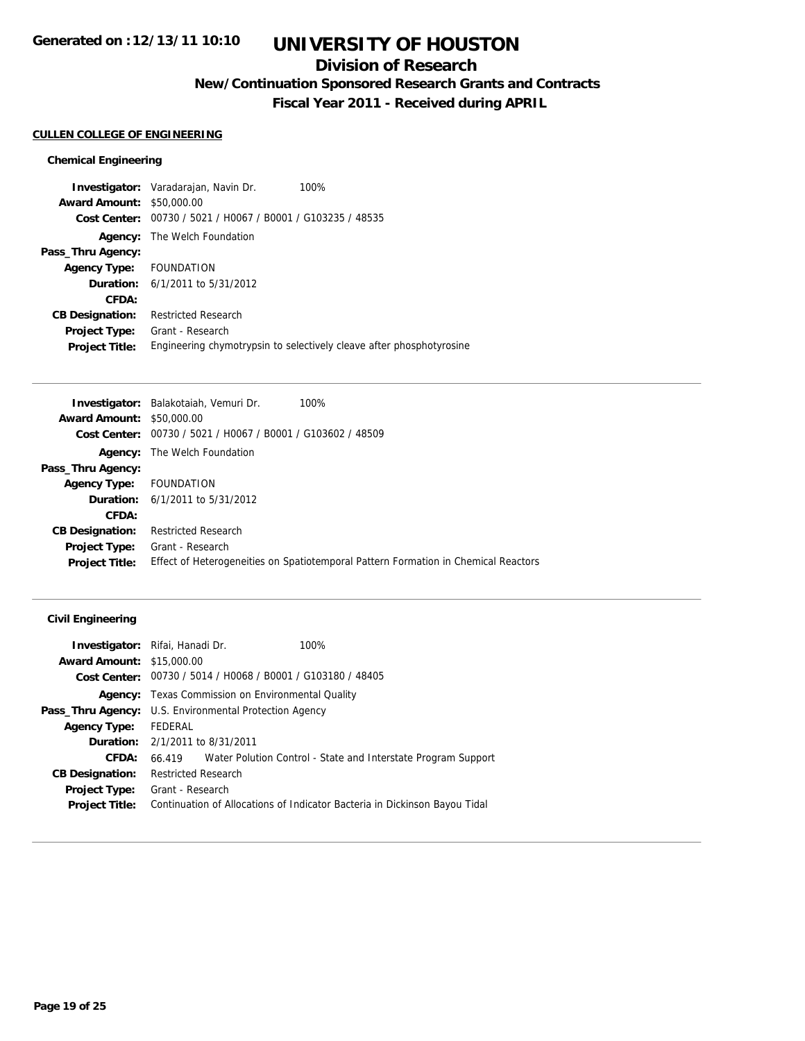# UNIVERSITY OF HOUSTON

## Division of Research

### New/Continuation Sponsored Research Grants and Contracts

### Fiscal Year 2011 - Received during APRIL

Generated on :12/13/11 10:10

**CULLEN COLLEGE OF ENGINEERING**

#### Chemical Engineering

**Investigator:** Varadarajan, Navin Dr. 100%
**Award Amount:** $50,000.00
**Cost Center:** 00730 / 5021 / H0067 / B0001 / G103235 / 48535
**Agency:** The Welch Foundation
**Pass_Thru Agency:**
**Agency Type:** FOUNDATION
**Duration:** 6/1/2011 to 5/31/2012
**CFDA:**
**CB Designation:** Restricted Research
**Project Type:** Grant - Research
**Project Title:** Engineering chymotrypsin to selectively cleave after phosphotyrosine

---

**Investigator:** Balakotaiah, Vemuri Dr. 100%
**Award Amount:** $50,000.00
**Cost Center:** 00730 / 5021 / H0067 / B0001 / G103602 / 48509
**Agency:** The Welch Foundation
**Pass_Thru Agency:**
**Agency Type:** FOUNDATION
**Duration:** 6/1/2011 to 5/31/2012
**CFDA:**
**CB Designation:** Restricted Research
**Project Type:** Grant - Research
**Project Title:** Effect of Heterogeneities on Spatiotemporal Pattern Formation in Chemical Reactors

---

#### Civil Engineering

**Investigator:** Rifai, Hanadi Dr. 100%
**Award Amount:** $15,000.00
**Cost Center:** 00730 / 5014 / H0068 / B0001 / G103180 / 48405
**Agency:** Texas Commission on Environmental Quality
**Pass_Thru Agency:** U.S. Environmental Protection Agency
**Agency Type:** FEDERAL
**Duration:** 2/1/2011 to 8/31/2011
**CFDA:** 66.419 Water Polution Control - State and Interstate Program Support
**CB Designation:** Restricted Research
**Project Type:** Grant - Research
**Project Title:** Continuation of Allocations of Indicator Bacteria in Dickinson Bayou Tidal

---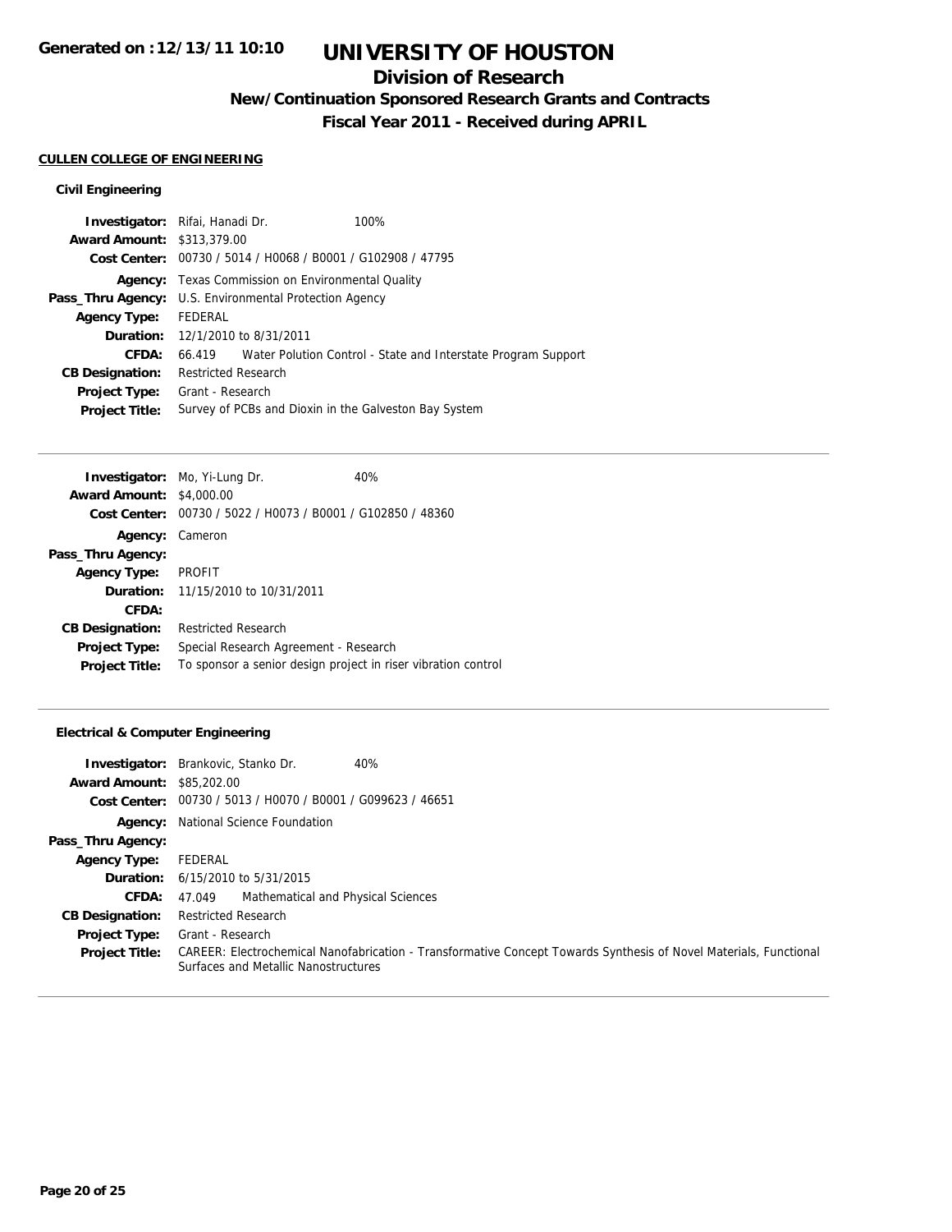# UNIVERSITY OF HOUSTON

## Division of Research

### New/Continuation Sponsored Research Grants and Contracts

### Fiscal Year 2011 - Received during APRIL

Generated on :12/13/11 10:10

#### CULLEN COLLEGE OF ENGINEERING

##### Civil Engineering

**Investigator:** Rifai, Hanadi Dr. 100%
**Award Amount:** $313,379.00
**Cost Center:** 00730 / 5014 / H0068 / B0001 / G102908 / 47795
**Agency:** Texas Commission on Environmental Quality
**Pass_Thru Agency:** U.S. Environmental Protection Agency
**Agency Type:** FEDERAL
**Duration:** 12/1/2010 to 8/31/2011
**CFDA:** 66.419 Water Polution Control - State and Interstate Program Support
**CB Designation:** Restricted Research
**Project Type:** Grant - Research
**Project Title:** Survey of PCBs and Dioxin in the Galveston Bay System

---

**Investigator:** Mo, Yi-Lung Dr. 40%
**Award Amount:** $4,000.00
**Cost Center:** 00730 / 5022 / H0073 / B0001 / G102850 / 48360
**Agency:** Cameron
**Pass_Thru Agency:**
**Agency Type:** PROFIT
**Duration:** 11/15/2010 to 10/31/2011
**CFDA:**
**CB Designation:** Restricted Research
**Project Type:** Special Research Agreement - Research
**Project Title:** To sponsor a senior design project in riser vibration control

---

##### Electrical & Computer Engineering

**Investigator:** Brankovic, Stanko Dr. 40%
**Award Amount:** $85,202.00
**Cost Center:** 00730 / 5013 / H0070 / B0001 / G099623 / 46651
**Agency:** National Science Foundation
**Pass_Thru Agency:**
**Agency Type:** FEDERAL
**Duration:** 6/15/2010 to 5/31/2015
**CFDA:** 47.049 Mathematical and Physical Sciences
**CB Designation:** Restricted Research
**Project Type:** Grant - Research
**Project Title:** CAREER: Electrochemical Nanofabrication - Transformative Concept Towards Synthesis of Novel Materials, Functional Surfaces and Metallic Nanostructures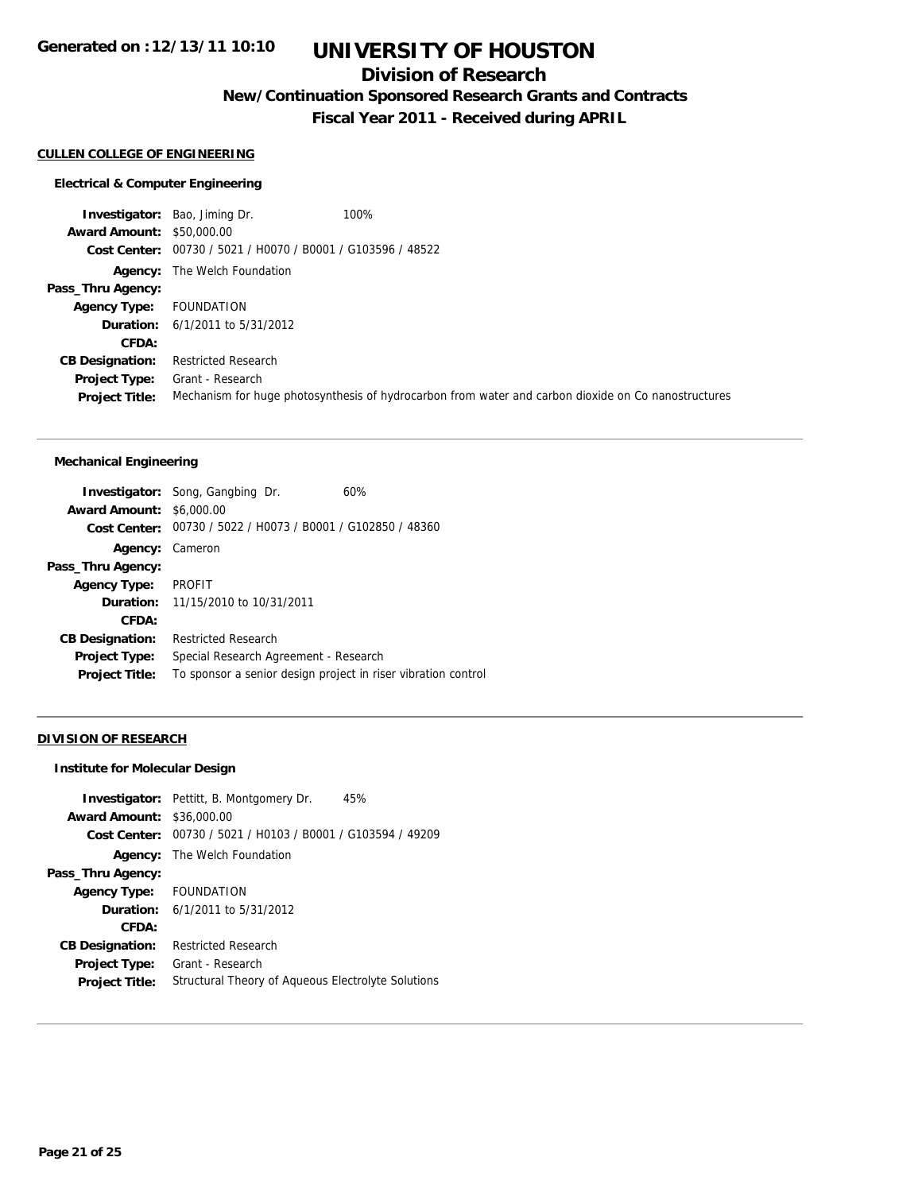# UNIVERSITY OF HOUSTON

## Division of Research

### New/Continuation Sponsored Research Grants and Contracts

### Fiscal Year 2011 - Received during APRIL

**CULLEN COLLEGE OF ENGINEERING**

**Electrical & Computer Engineering**

**Investigator:** Bao, Jiming Dr. 100%
**Award Amount:** $50,000.00
**Cost Center:** 00730 / 5021 / H0070 / B0001 / G103596 / 48522
**Agency:** The Welch Foundation
**Pass_Thru Agency:**
**Agency Type:** FOUNDATION
**Duration:** 6/1/2011 to 5/31/2012
**CFDA:**
**CB Designation:** Restricted Research
**Project Type:** Grant - Research
**Project Title:** Mechanism for huge photosynthesis of hydrocarbon from water and carbon dioxide on Co nanostructures

---

**Mechanical Engineering**

**Investigator:** Song, Gangbing Dr. 60%
**Award Amount:** $6,000.00
**Cost Center:** 00730 / 5022 / H0073 / B0001 / G102850 / 48360
**Agency:** Cameron
**Pass_Thru Agency:**
**Agency Type:** PROFIT
**Duration:** 11/15/2010 to 10/31/2011
**CFDA:**
**CB Designation:** Restricted Research
**Project Type:** Special Research Agreement - Research
**Project Title:** To sponsor a senior design project in riser vibration control

---

**DIVISION OF RESEARCH**

**Institute for Molecular Design**

**Investigator:** Pettitt, B. Montgomery Dr. 45%
**Award Amount:** $36,000.00
**Cost Center:** 00730 / 5021 / H0103 / B0001 / G103594 / 49209
**Agency:** The Welch Foundation
**Pass_Thru Agency:**
**Agency Type:** FOUNDATION
**Duration:** 6/1/2011 to 5/31/2012
**CFDA:**
**CB Designation:** Restricted Research
**Project Type:** Grant - Research
**Project Title:** Structural Theory of Aqueous Electrolyte Solutions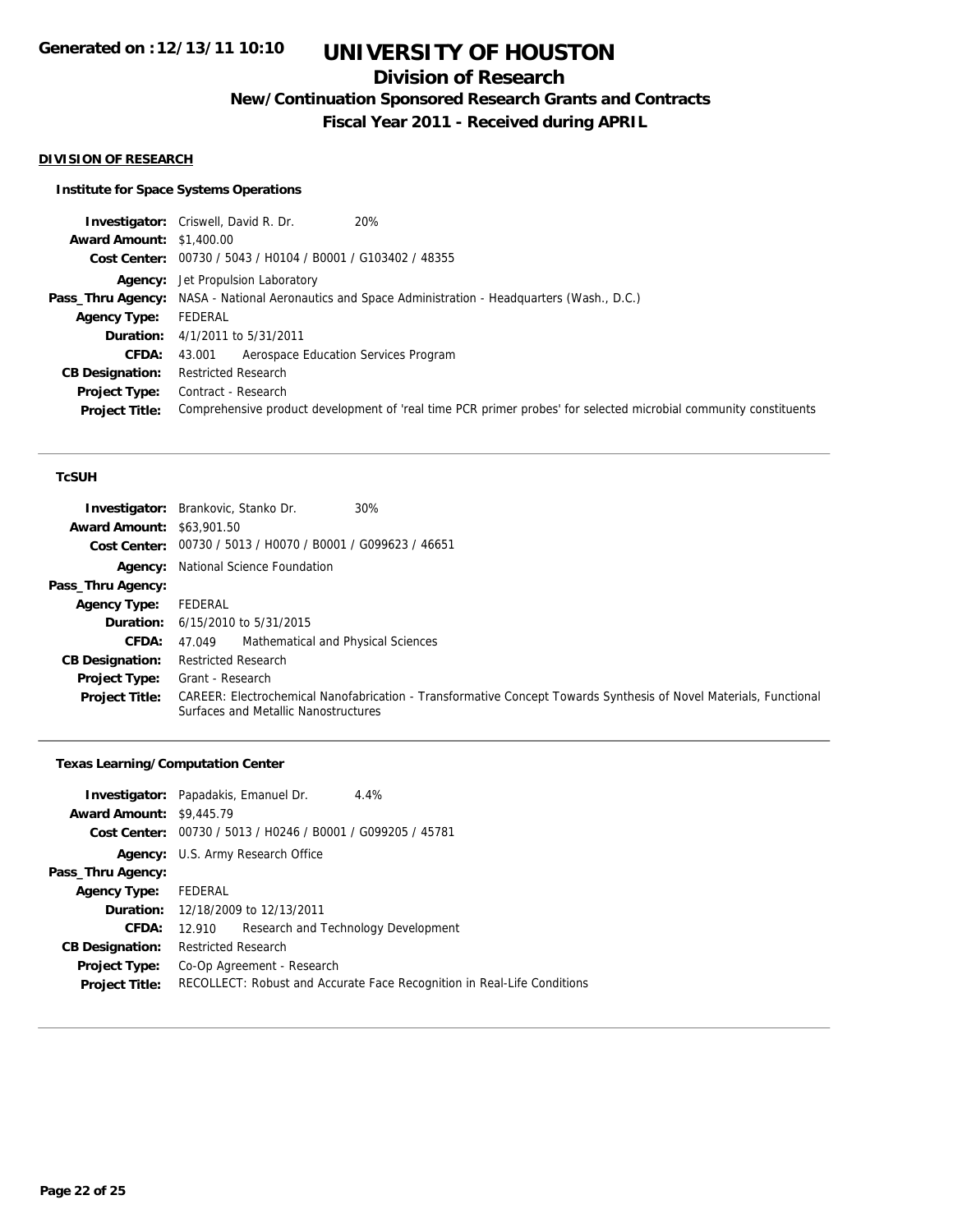# UNIVERSITY OF HOUSTON

## Division of Research

### New/Continuation Sponsored Research Grants and Contracts

### Fiscal Year 2011 - Received during APRIL

**DIVISION OF RESEARCH**

**Institute for Space Systems Operations**

**Investigator:** Criswell, David R. Dr. 20%
**Award Amount:** $1,400.00
**Cost Center:** 00730 / 5043 / H0104 / B0001 / G103402 / 48355
**Agency:** Jet Propulsion Laboratory
**Pass_Thru Agency:** NASA - National Aeronautics and Space Administration - Headquarters (Wash., D.C.)
**Agency Type:** FEDERAL
**Duration:** 4/1/2011 to 5/31/2011
**CFDA:** 43.001 Aerospace Education Services Program
**CB Designation:** Restricted Research
**Project Type:** Contract - Research
**Project Title:** Comprehensive product development of 'real time PCR primer probes' for selected microbial community constituents

---

**TcSUH**

**Investigator:** Brankovic, Stanko Dr. 30%
**Award Amount:** $63,901.50
**Cost Center:** 00730 / 5013 / H0070 / B0001 / G099623 / 46651
**Agency:** National Science Foundation
**Pass_Thru Agency:**
**Agency Type:** FEDERAL
**Duration:** 6/15/2010 to 5/31/2015
**CFDA:** 47.049 Mathematical and Physical Sciences
**CB Designation:** Restricted Research
**Project Type:** Grant - Research
**Project Title:** CAREER: Electrochemical Nanofabrication - Transformative Concept Towards Synthesis of Novel Materials, Functional Surfaces and Metallic Nanostructures

---

**Texas Learning/Computation Center**

**Investigator:** Papadakis, Emanuel Dr. 4.4%
**Award Amount:** $9,445.79
**Cost Center:** 00730 / 5013 / H0246 / B0001 / G099205 / 45781
**Agency:** U.S. Army Research Office
**Pass_Thru Agency:**
**Agency Type:** FEDERAL
**Duration:** 12/18/2009 to 12/13/2011
**CFDA:** 12.910 Research and Technology Development
**CB Designation:** Restricted Research
**Project Type:** Co-Op Agreement - Research
**Project Title:** RECOLLECT: Robust and Accurate Face Recognition in Real-Life Conditions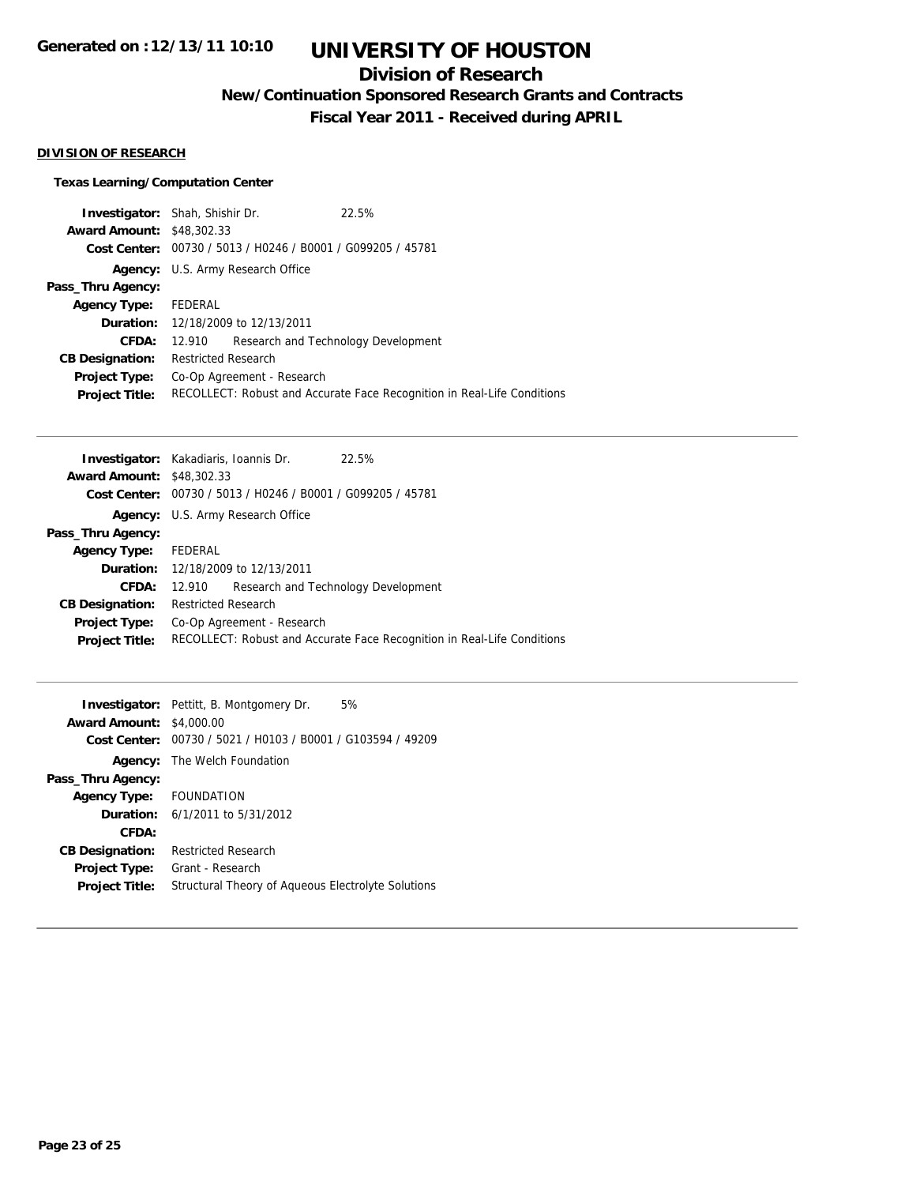# UNIVERSITY OF HOUSTON

## Division of Research

### New/Continuation Sponsored Research Grants and Contracts

### Fiscal Year 2011 - Received during APRIL

**DIVISION OF RESEARCH**

**Texas Learning/Computation Center**

**Investigator:** Shah, Shishir Dr. 22.5%
**Award Amount:** $48,302.33
**Cost Center:** 00730 / 5013 / H0246 / B0001 / G099205 / 45781
**Agency:** U.S. Army Research Office
**Pass_Thru Agency:**
**Agency Type:** FEDERAL
**Duration:** 12/18/2009 to 12/13/2011
**CFDA:** 12.910 Research and Technology Development
**CB Designation:** Restricted Research
**Project Type:** Co-Op Agreement - Research
**Project Title:** RECOLLECT: Robust and Accurate Face Recognition in Real-Life Conditions

---

**Investigator:** Kakadiaris, Ioannis Dr. 22.5%
**Award Amount:** $48,302.33
**Cost Center:** 00730 / 5013 / H0246 / B0001 / G099205 / 45781
**Agency:** U.S. Army Research Office
**Pass_Thru Agency:**
**Agency Type:** FEDERAL
**Duration:** 12/18/2009 to 12/13/2011
**CFDA:** 12.910 Research and Technology Development
**CB Designation:** Restricted Research
**Project Type:** Co-Op Agreement - Research
**Project Title:** RECOLLECT: Robust and Accurate Face Recognition in Real-Life Conditions

---

**Investigator:** Pettitt, B. Montgomery Dr. 5%
**Award Amount:** $4,000.00
**Cost Center:** 00730 / 5021 / H0103 / B0001 / G103594 / 49209
**Agency:** The Welch Foundation
**Pass_Thru Agency:**
**Agency Type:** FOUNDATION
**Duration:** 6/1/2011 to 5/31/2012
**CFDA:**
**CB Designation:** Restricted Research
**Project Type:** Grant - Research
**Project Title:** Structural Theory of Aqueous Electrolyte Solutions

---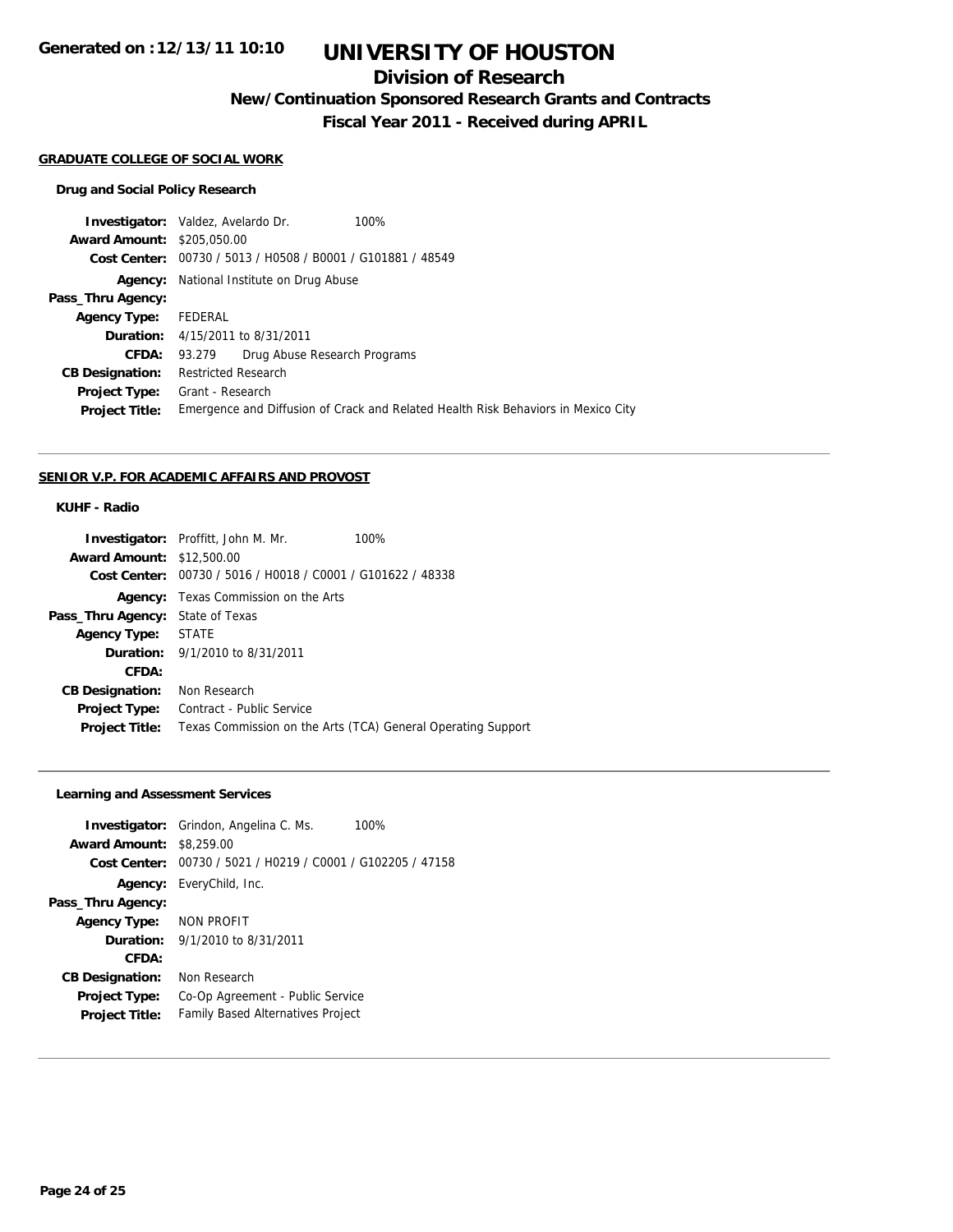**Generated on :12/13/11 10:10**

# UNIVERSITY OF HOUSTON

## Division of Research

### New/Continuation Sponsored Research Grants and Contracts

### Fiscal Year 2011 - Received during APRIL

**GRADUATE COLLEGE OF SOCIAL WORK**

**Drug and Social Policy Research**

| | | |
|---|---|---|
| **Investigator:** | Valdez, Avelardo Dr. | 100% |
| **Award Amount:** | $205,050.00 | |
| **Cost Center:** | 00730 / 5013 / H0508 / B0001 / G101881 / 48549 | |
| **Agency:** | National Institute on Drug Abuse | |
| **Pass_Thru Agency:** | | |
| **Agency Type:** | FEDERAL | |
| **Duration:** | 4/15/2011 to 8/31/2011 | |
| **CFDA:** | 93.279 Drug Abuse Research Programs | |
| **CB Designation:** | Restricted Research | |
| **Project Type:** | Grant - Research | |
| **Project Title:** | Emergence and Diffusion of Crack and Related Health Risk Behaviors in Mexico City | |

**SENIOR V.P. FOR ACADEMIC AFFAIRS AND PROVOST**

**KUHF - Radio**

| | | |
|---|---|---|
| **Investigator:** | Proffitt, John M. Mr. | 100% |
| **Award Amount:** | $12,500.00 | |
| **Cost Center:** | 00730 / 5016 / H0018 / C0001 / G101622 / 48338 | |
| **Agency:** | Texas Commission on the Arts | |
| **Pass_Thru Agency:** | State of Texas | |
| **Agency Type:** | STATE | |
| **Duration:** | 9/1/2010 to 8/31/2011 | |
| **CFDA:** | | |
| **CB Designation:** | Non Research | |
| **Project Type:** | Contract - Public Service | |
| **Project Title:** | Texas Commission on the Arts (TCA) General Operating Support | |

**Learning and Assessment Services**

| | | |
|---|---|---|
| **Investigator:** | Grindon, Angelina C. Ms. | 100% |
| **Award Amount:** | $8,259.00 | |
| **Cost Center:** | 00730 / 5021 / H0219 / C0001 / G102205 / 47158 | |
| **Agency:** | EveryChild, Inc. | |
| **Pass_Thru Agency:** | | |
| **Agency Type:** | NON PROFIT | |
| **Duration:** | 9/1/2010 to 8/31/2011 | |
| **CFDA:** | | |
| **CB Designation:** | Non Research | |
| **Project Type:** | Co-Op Agreement - Public Service | |
| **Project Title:** | Family Based Alternatives Project | |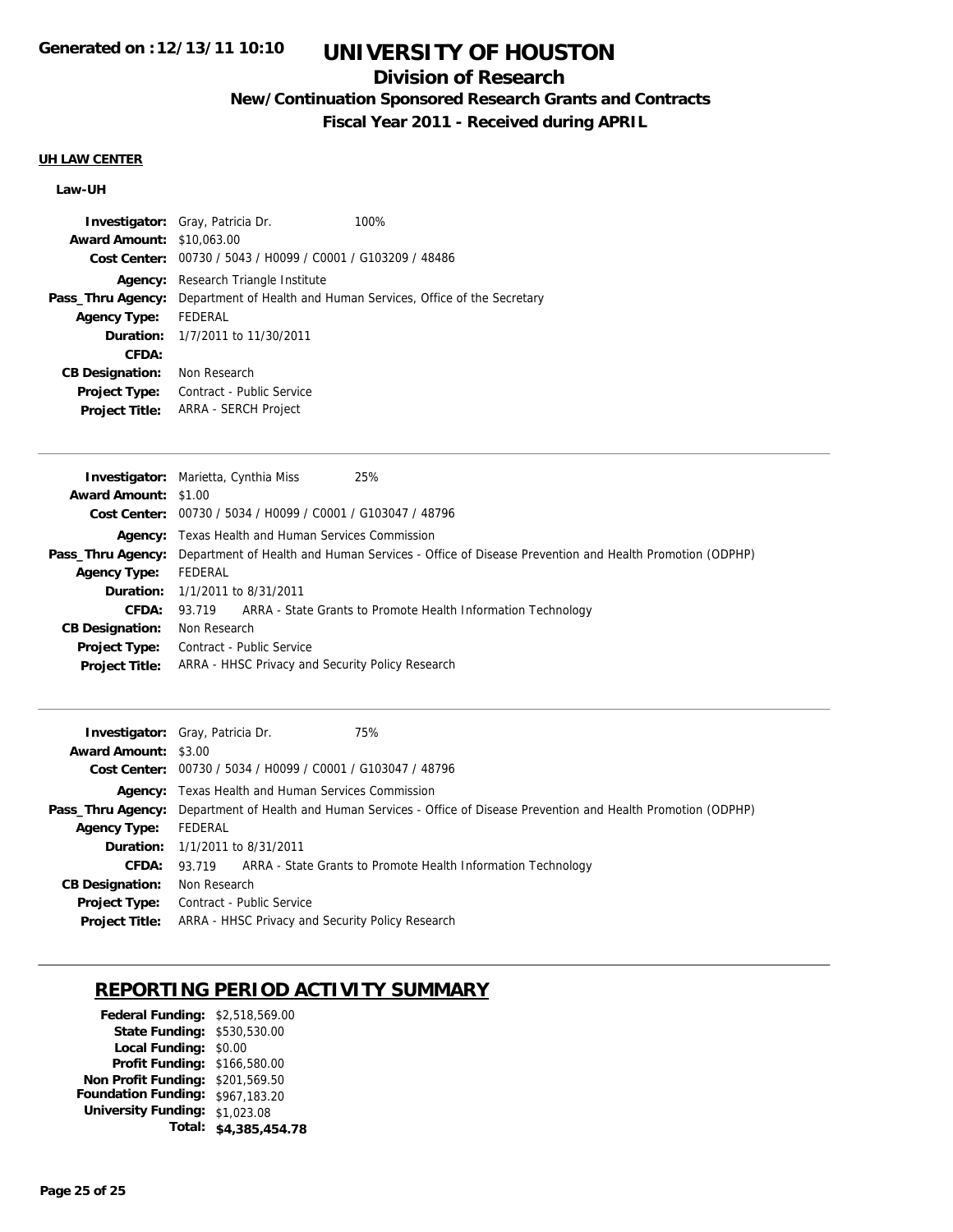Generated on :12/13/11 10:10

# UNIVERSITY OF HOUSTON

## Division of Research

### New/Continuation Sponsored Research Grants and Contracts

### Fiscal Year 2011 - Received during APRIL

**UH LAW CENTER**

**Law-UH**

**Investigator:** Gray, Patricia Dr. 100%
**Award Amount:** $10,063.00
**Cost Center:** 00730 / 5043 / H0099 / C0001 / G103209 / 48486
**Agency:** Research Triangle Institute
**Pass_Thru Agency:** Department of Health and Human Services, Office of the Secretary
**Agency Type:** FEDERAL
**Duration:** 1/7/2011 to 11/30/2011
**CFDA:**
**CB Designation:** Non Research
**Project Type:** Contract - Public Service
**Project Title:** ARRA - SERCH Project

---

**Investigator:** Marietta, Cynthia Miss 25%
**Award Amount:** $1.00
**Cost Center:** 00730 / 5034 / H0099 / C0001 / G103047 / 48796
**Agency:** Texas Health and Human Services Commission
**Pass_Thru Agency:** Department of Health and Human Services - Office of Disease Prevention and Health Promotion (ODPHP)
**Agency Type:** FEDERAL
**Duration:** 1/1/2011 to 8/31/2011
**CFDA:** 93.719 ARRA - State Grants to Promote Health Information Technology
**CB Designation:** Non Research
**Project Type:** Contract - Public Service
**Project Title:** ARRA - HHSC Privacy and Security Policy Research

---

**Investigator:** Gray, Patricia Dr. 75%
**Award Amount:** $3.00
**Cost Center:** 00730 / 5034 / H0099 / C0001 / G103047 / 48796
**Agency:** Texas Health and Human Services Commission
**Pass_Thru Agency:** Department of Health and Human Services - Office of Disease Prevention and Health Promotion (ODPHP)
**Agency Type:** FEDERAL
**Duration:** 1/1/2011 to 8/31/2011
**CFDA:** 93.719 ARRA - State Grants to Promote Health Information Technology
**CB Designation:** Non Research
**Project Type:** Contract - Public Service
**Project Title:** ARRA - HHSC Privacy and Security Policy Research

---

## REPORTING PERIOD ACTIVITY SUMMARY

**Federal Funding:** $2,518,569.00
**State Funding:** $530,530.00
**Local Funding:** $0.00
**Profit Funding:** $166,580.00
**Non Profit Funding:** $201,569.50
**Foundation Funding:** $967,183.20
**University Funding:** $1,023.08
**Total:** **$4,385,454.78**